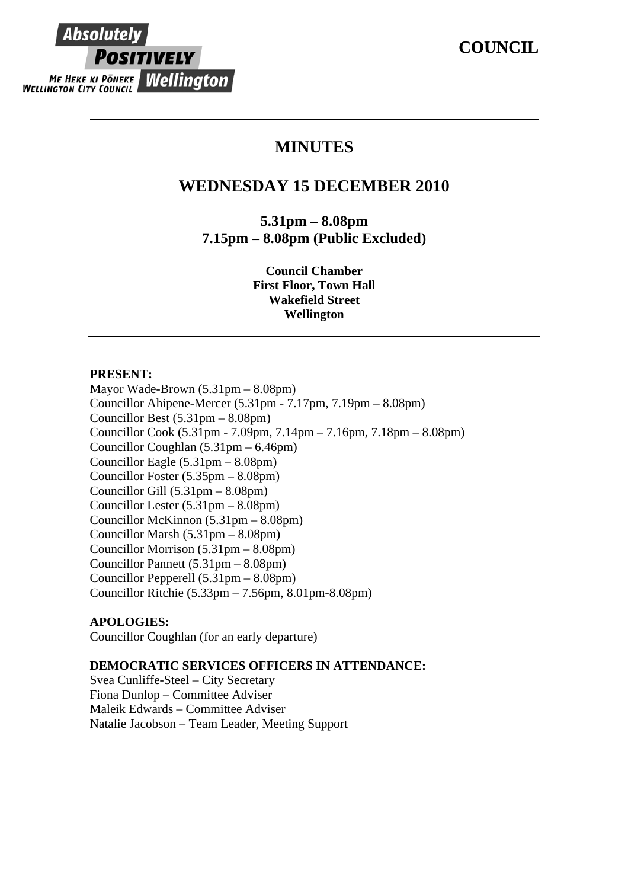# COUNCIL

## MINUTES

## WEDNESDAY 15 DECEMBER 2010

**5.31pm – 8.08pm**
**7.15pm – 8.08pm (Public Excluded)**

**Council Chamber**
**First Floor, Town Hall**
**Wakefield Street**
**Wellington**

---

**PRESENT:**
Mayor Wade-Brown (5.31pm – 8.08pm)
Councillor Ahipene-Mercer (5.31pm - 7.17pm, 7.19pm – 8.08pm)
Councillor Best (5.31pm – 8.08pm)
Councillor Cook (5.31pm - 7.09pm, 7.14pm – 7.16pm, 7.18pm – 8.08pm)
Councillor Coughlan (5.31pm – 6.46pm)
Councillor Eagle (5.31pm – 8.08pm)
Councillor Foster (5.35pm – 8.08pm)
Councillor Gill (5.31pm – 8.08pm)
Councillor Lester (5.31pm – 8.08pm)
Councillor McKinnon (5.31pm – 8.08pm)
Councillor Marsh (5.31pm – 8.08pm)
Councillor Morrison (5.31pm – 8.08pm)
Councillor Pannett (5.31pm – 8.08pm)
Councillor Pepperell (5.31pm – 8.08pm)
Councillor Ritchie (5.33pm – 7.56pm, 8.01pm-8.08pm)

**APOLOGIES:**
Councillor Coughlan (for an early departure)

**DEMOCRATIC SERVICES OFFICERS IN ATTENDANCE:**
Svea Cunliffe-Steel – City Secretary
Fiona Dunlop – Committee Adviser
Maleik Edwards – Committee Adviser
Natalie Jacobson – Team Leader, Meeting Support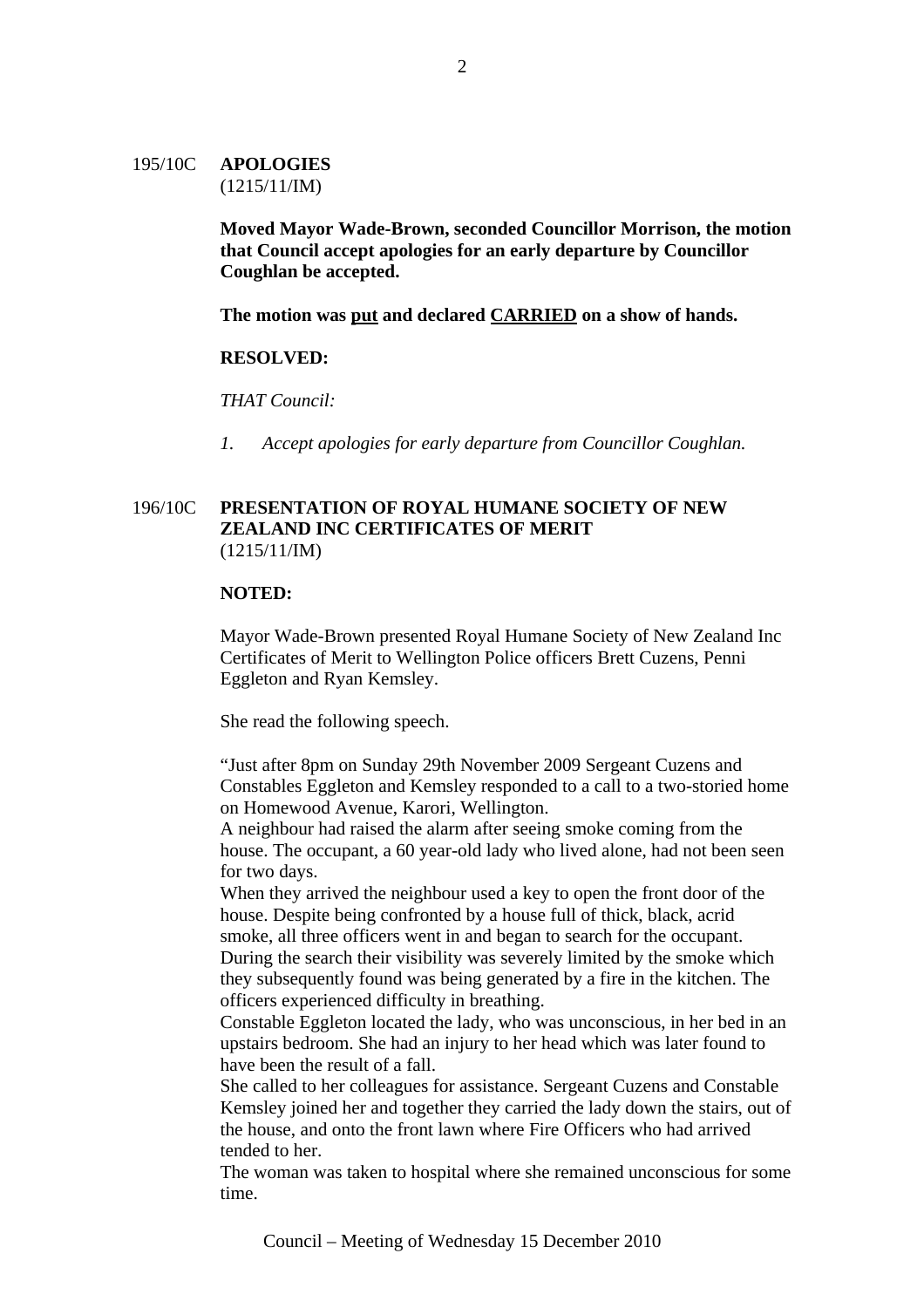195/10C **APOLOGIES**
(1215/11/IM)

**Moved Mayor Wade-Brown, seconded Councillor Morrison, the motion that Council accept apologies for an early departure by Councillor Coughlan be accepted.**

**The motion was put and declared CARRIED on a show of hands.**

**RESOLVED:**

*THAT Council:*

1. *Accept apologies for early departure from Councillor Coughlan.*

196/10C **PRESENTATION OF ROYAL HUMANE SOCIETY OF NEW ZEALAND INC CERTIFICATES OF MERIT**
(1215/11/IM)

**NOTED:**

Mayor Wade-Brown presented Royal Humane Society of New Zealand Inc Certificates of Merit to Wellington Police officers Brett Cuzens, Penni Eggleton and Ryan Kemsley.

She read the following speech.

"Just after 8pm on Sunday 29th November 2009 Sergeant Cuzens and Constables Eggleton and Kemsley responded to a call to a two-storied home on Homewood Avenue, Karori, Wellington.
A neighbour had raised the alarm after seeing smoke coming from the house. The occupant, a 60 year-old lady who lived alone, had not been seen for two days.
When they arrived the neighbour used a key to open the front door of the house. Despite being confronted by a house full of thick, black, acrid smoke, all three officers went in and began to search for the occupant.
During the search their visibility was severely limited by the smoke which they subsequently found was being generated by a fire in the kitchen. The officers experienced difficulty in breathing.
Constable Eggleton located the lady, who was unconscious, in her bed in an upstairs bedroom. She had an injury to her head which was later found to have been the result of a fall.
She called to her colleagues for assistance. Sergeant Cuzens and Constable Kemsley joined her and together they carried the lady down the stairs, out of the house, and onto the front lawn where Fire Officers who had arrived tended to her.
The woman was taken to hospital where she remained unconscious for some time.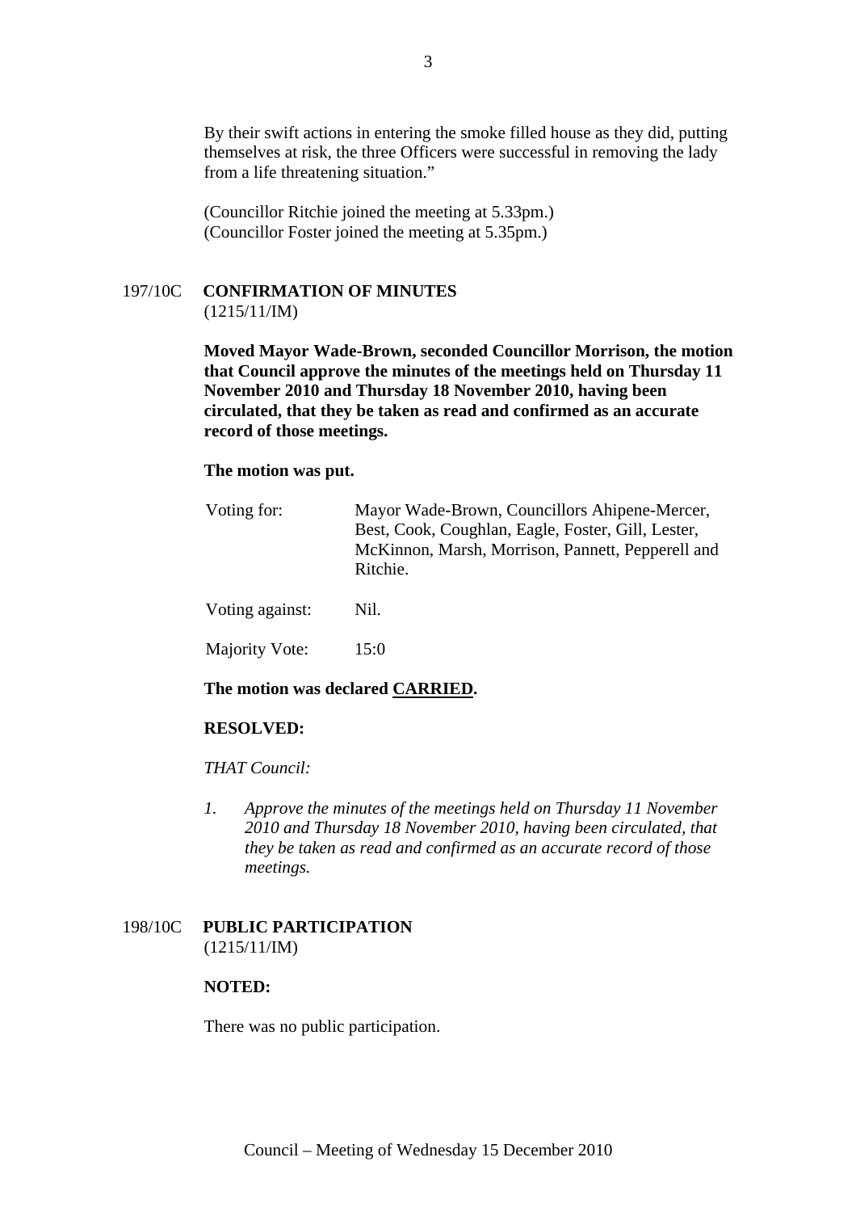By their swift actions in entering the smoke filled house as they did, putting themselves at risk, the three Officers were successful in removing the lady from a life threatening situation."

(Councillor Ritchie joined the meeting at 5.33pm.)
(Councillor Foster joined the meeting at 5.35pm.)

## 197/10C CONFIRMATION OF MINUTES
(1215/11/IM)

**Moved Mayor Wade-Brown, seconded Councillor Morrison, the motion that Council approve the minutes of the meetings held on Thursday 11 November 2010 and Thursday 18 November 2010, having been circulated, that they be taken as read and confirmed as an accurate record of those meetings.**

**The motion was put.**

| | |
|---|---|
| Voting for: | Mayor Wade-Brown, Councillors Ahipene-Mercer, Best, Cook, Coughlan, Eagle, Foster, Gill, Lester, McKinnon, Marsh, Morrison, Pannett, Pepperell and Ritchie. |
| Voting against: | Nil. |
| Majority Vote: | 15:0 |

**The motion was declared <u>CARRIED</u>.**

**RESOLVED:**

*THAT Council:*

1. *Approve the minutes of the meetings held on Thursday 11 November 2010 and Thursday 18 November 2010, having been circulated, that they be taken as read and confirmed as an accurate record of those meetings.*

## 198/10C PUBLIC PARTICIPATION
(1215/11/IM)

**NOTED:**

There was no public participation.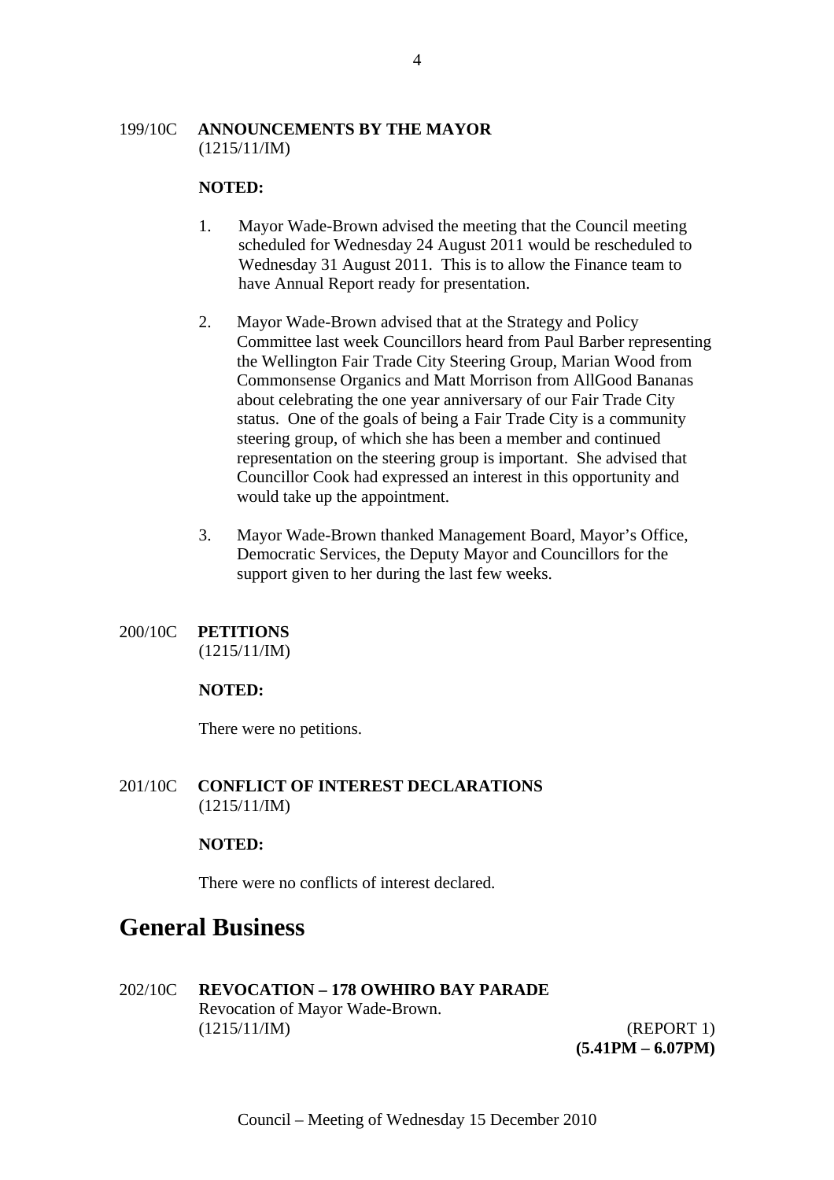199/10C **ANNOUNCEMENTS BY THE MAYOR**
(1215/11/IM)

**NOTED:**

1. Mayor Wade-Brown advised the meeting that the Council meeting scheduled for Wednesday 24 August 2011 would be rescheduled to Wednesday 31 August 2011. This is to allow the Finance team to have Annual Report ready for presentation.

2. Mayor Wade-Brown advised that at the Strategy and Policy Committee last week Councillors heard from Paul Barber representing the Wellington Fair Trade City Steering Group, Marian Wood from Commonsense Organics and Matt Morrison from AllGood Bananas about celebrating the one year anniversary of our Fair Trade City status. One of the goals of being a Fair Trade City is a community steering group, of which she has been a member and continued representation on the steering group is important. She advised that Councillor Cook had expressed an interest in this opportunity and would take up the appointment.

3. Mayor Wade-Brown thanked Management Board, Mayor's Office, Democratic Services, the Deputy Mayor and Councillors for the support given to her during the last few weeks.

200/10C **PETITIONS**
(1215/11/IM)

**NOTED:**

There were no petitions.

201/10C **CONFLICT OF INTEREST DECLARATIONS**
(1215/11/IM)

**NOTED:**

There were no conflicts of interest declared.

# General Business

202/10C **REVOCATION – 178 OWHIRO BAY PARADE**
Revocation of Mayor Wade-Brown.
(1215/11/IM) (REPORT 1)
**(5.41PM – 6.07PM)**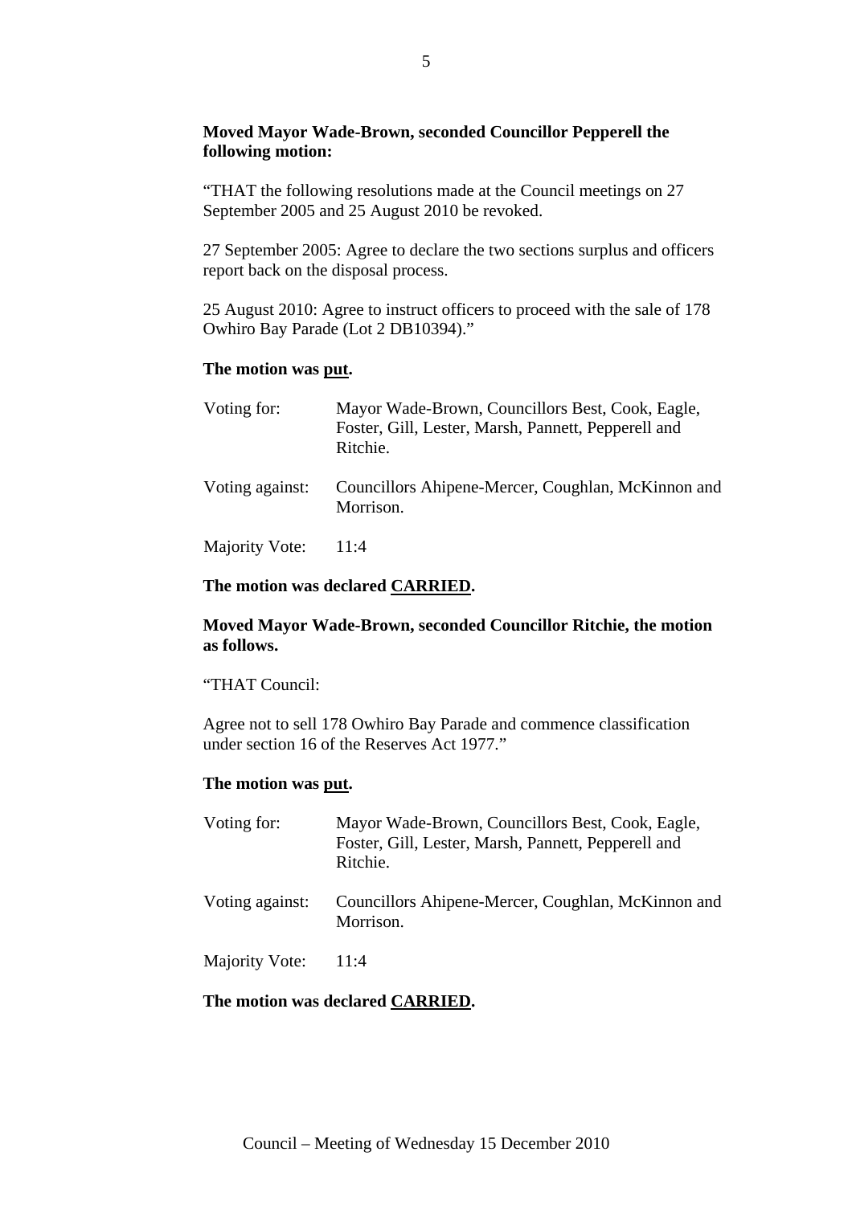**Moved Mayor Wade-Brown, seconded Councillor Pepperell the following motion:**

"THAT the following resolutions made at the Council meetings on 27 September 2005 and 25 August 2010 be revoked.

27 September 2005: Agree to declare the two sections surplus and officers report back on the disposal process.

25 August 2010: Agree to instruct officers to proceed with the sale of 178 Owhiro Bay Parade (Lot 2 DB10394)."

**The motion was put.**

Voting for: Mayor Wade-Brown, Councillors Best, Cook, Eagle, Foster, Gill, Lester, Marsh, Pannett, Pepperell and Ritchie.

Voting against: Councillors Ahipene-Mercer, Coughlan, McKinnon and Morrison.

Majority Vote: 11:4

**The motion was declared CARRIED.**

**Moved Mayor Wade-Brown, seconded Councillor Ritchie, the motion as follows.**

"THAT Council:

Agree not to sell 178 Owhiro Bay Parade and commence classification under section 16 of the Reserves Act 1977."

**The motion was put.**

Voting for: Mayor Wade-Brown, Councillors Best, Cook, Eagle, Foster, Gill, Lester, Marsh, Pannett, Pepperell and Ritchie.

Voting against: Councillors Ahipene-Mercer, Coughlan, McKinnon and Morrison.

Majority Vote: 11:4

**The motion was declared CARRIED.**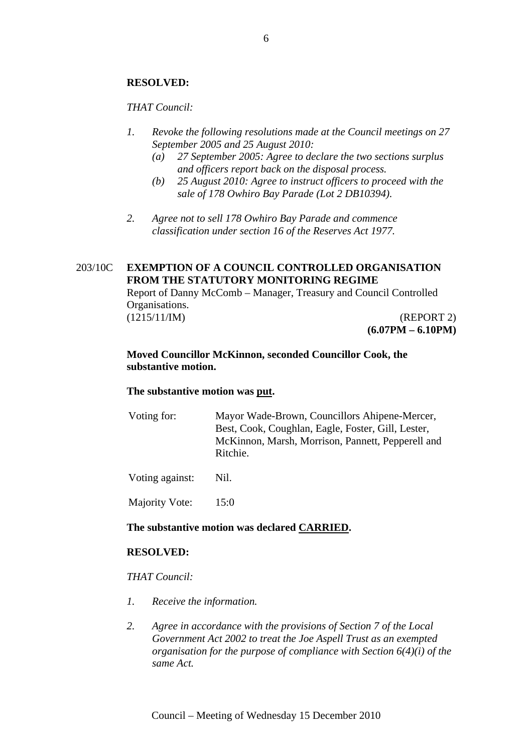**RESOLVED:**

*THAT Council:*

1. *Revoke the following resolutions made at the Council meetings on 27 September 2005 and 25 August 2010:*
   - *(a) 27 September 2005: Agree to declare the two sections surplus and officers report back on the disposal process.*
   - *(b) 25 August 2010: Agree to instruct officers to proceed with the sale of 178 Owhiro Bay Parade (Lot 2 DB10394).*

2. *Agree not to sell 178 Owhiro Bay Parade and commence classification under section 16 of the Reserves Act 1977.*

203/10C **EXEMPTION OF A COUNCIL CONTROLLED ORGANISATION FROM THE STATUTORY MONITORING REGIME**

Report of Danny McComb – Manager, Treasury and Council Controlled Organisations.

(1215/11/IM) (REPORT 2)

**(6.07PM – 6.10PM)**

**Moved Councillor McKinnon, seconded Councillor Cook, the substantive motion.**

**The substantive motion was put.**

| | |
|---|---|
| Voting for: | Mayor Wade-Brown, Councillors Ahipene-Mercer, Best, Cook, Coughlan, Eagle, Foster, Gill, Lester, McKinnon, Marsh, Morrison, Pannett, Pepperell and Ritchie. |
| Voting against: | Nil. |
| Majority Vote: | 15:0 |

**The substantive motion was declared CARRIED.**

**RESOLVED:**

*THAT Council:*

1. *Receive the information.*

2. *Agree in accordance with the provisions of Section 7 of the Local Government Act 2002 to treat the Joe Aspell Trust as an exempted organisation for the purpose of compliance with Section 6(4)(i) of the same Act.*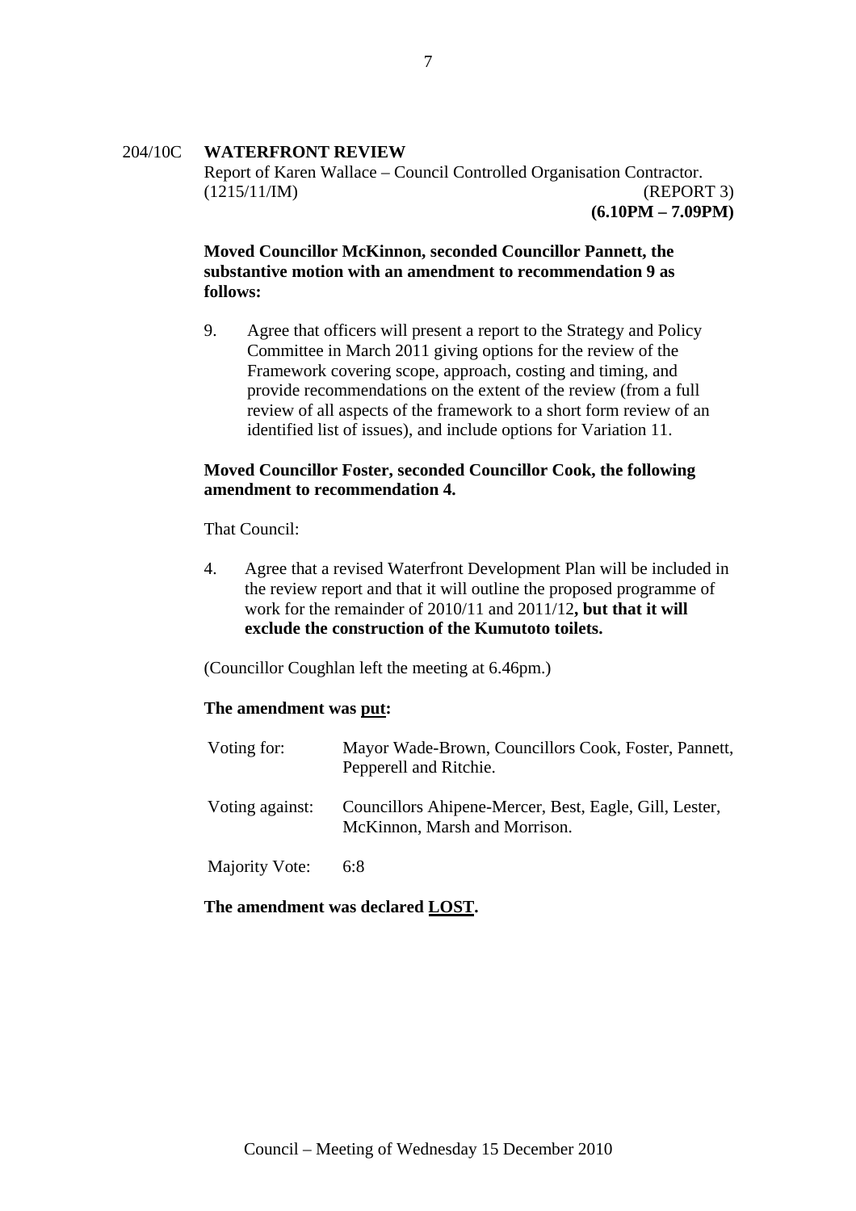204/10C **WATERFRONT REVIEW**

Report of Karen Wallace – Council Controlled Organisation Contractor.
(1215/11/IM) (REPORT 3)
**(6.10PM – 7.09PM)**

**Moved Councillor McKinnon, seconded Councillor Pannett, the substantive motion with an amendment to recommendation 9 as follows:**

9. Agree that officers will present a report to the Strategy and Policy Committee in March 2011 giving options for the review of the Framework covering scope, approach, costing and timing, and provide recommendations on the extent of the review (from a full review of all aspects of the framework to a short form review of an identified list of issues), and include options for Variation 11.

**Moved Councillor Foster, seconded Councillor Cook, the following amendment to recommendation 4.**

That Council:

4. Agree that a revised Waterfront Development Plan will be included in the review report and that it will outline the proposed programme of work for the remainder of 2010/11 and 2011/12**, but that it will exclude the construction of the Kumutoto toilets.**

(Councillor Coughlan left the meeting at 6.46pm.)

**The amendment was <u>put</u>:**

| | |
|---|---|
| Voting for: | Mayor Wade-Brown, Councillors Cook, Foster, Pannett, Pepperell and Ritchie. |
| Voting against: | Councillors Ahipene-Mercer, Best, Eagle, Gill, Lester, McKinnon, Marsh and Morrison. |
| Majority Vote: | 6:8 |

**The amendment was declared <u>LOST</u>.**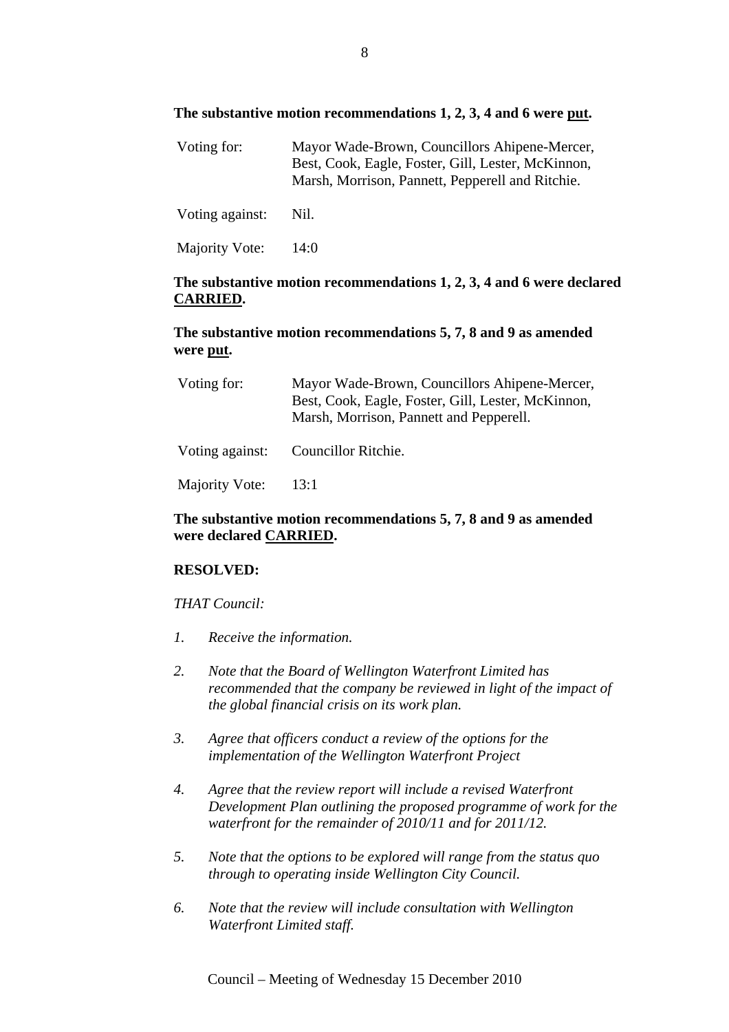**The substantive motion recommendations 1, 2, 3, 4 and 6 were put.**

| | |
|---|---|
| Voting for: | Mayor Wade-Brown, Councillors Ahipene-Mercer, Best, Cook, Eagle, Foster, Gill, Lester, McKinnon, Marsh, Morrison, Pannett, Pepperell and Ritchie. |
| Voting against: | Nil. |
| Majority Vote: | 14:0 |

**The substantive motion recommendations 1, 2, 3, 4 and 6 were declared CARRIED.**

**The substantive motion recommendations 5, 7, 8 and 9 as amended were put.**

| | |
|---|---|
| Voting for: | Mayor Wade-Brown, Councillors Ahipene-Mercer, Best, Cook, Eagle, Foster, Gill, Lester, McKinnon, Marsh, Morrison, Pannett and Pepperell. |
| Voting against: | Councillor Ritchie. |
| Majority Vote: | 13:1 |

**The substantive motion recommendations 5, 7, 8 and 9 as amended were declared CARRIED.**

**RESOLVED:**

*THAT Council:*

1. *Receive the information.*
2. *Note that the Board of Wellington Waterfront Limited has recommended that the company be reviewed in light of the impact of the global financial crisis on its work plan.*
3. *Agree that officers conduct a review of the options for the implementation of the Wellington Waterfront Project*
4. *Agree that the review report will include a revised Waterfront Development Plan outlining the proposed programme of work for the waterfront for the remainder of 2010/11 and for 2011/12.*
5. *Note that the options to be explored will range from the status quo through to operating inside Wellington City Council.*
6. *Note that the review will include consultation with Wellington Waterfront Limited staff.*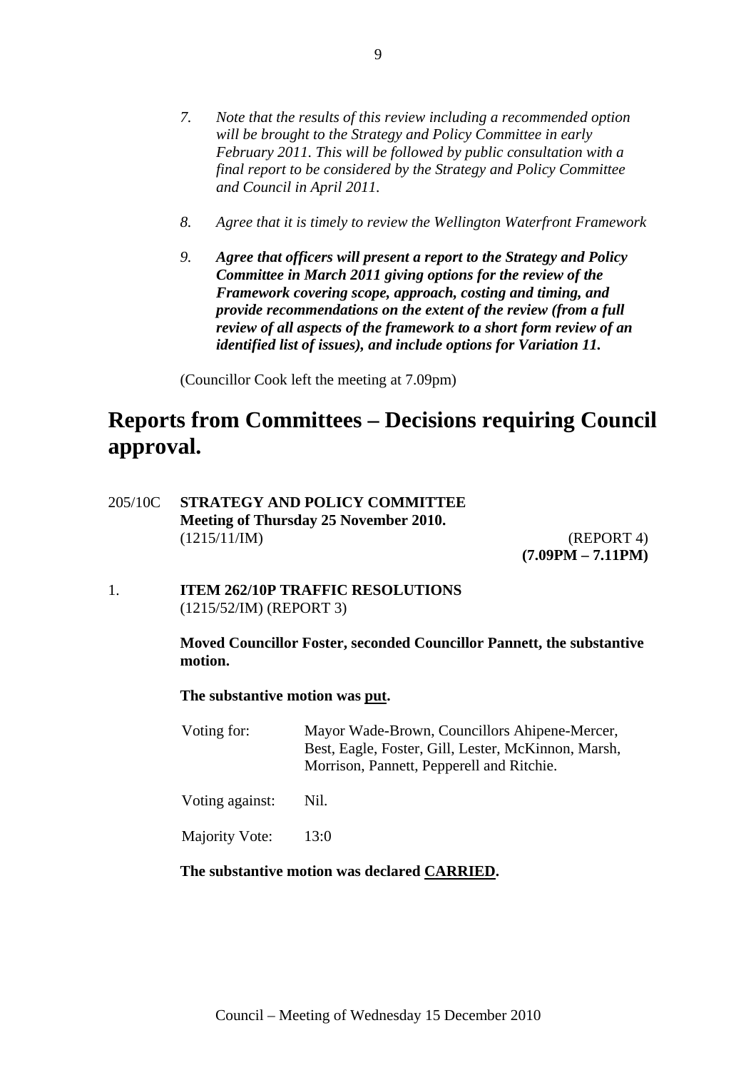7. *Note that the results of this review including a recommended option will be brought to the Strategy and Policy Committee in early February 2011. This will be followed by public consultation with a final report to be considered by the Strategy and Policy Committee and Council in April 2011.*

8. *Agree that it is timely to review the Wellington Waterfront Framework*

9. ***Agree that officers will present a report to the Strategy and Policy Committee in March 2011 giving options for the review of the Framework covering scope, approach, costing and timing, and provide recommendations on the extent of the review (from a full review of all aspects of the framework to a short form review of an identified list of issues), and include options for Variation 11.***

(Councillor Cook left the meeting at 7.09pm)

# Reports from Committees – Decisions requiring Council approval.

205/10C **STRATEGY AND POLICY COMMITTEE**
**Meeting of Thursday 25 November 2010.**
(1215/11/IM) (REPORT 4)
**(7.09PM – 7.11PM)**

1. **ITEM 262/10P TRAFFIC RESOLUTIONS**
(1215/52/IM) (REPORT 3)

**Moved Councillor Foster, seconded Councillor Pannett, the substantive motion.**

**The substantive motion was put.**

| | |
|---|---|
| Voting for: | Mayor Wade-Brown, Councillors Ahipene-Mercer, Best, Eagle, Foster, Gill, Lester, McKinnon, Marsh, Morrison, Pannett, Pepperell and Ritchie. |
| Voting against: | Nil. |
| Majority Vote: | 13:0 |

**The substantive motion was declared CARRIED.**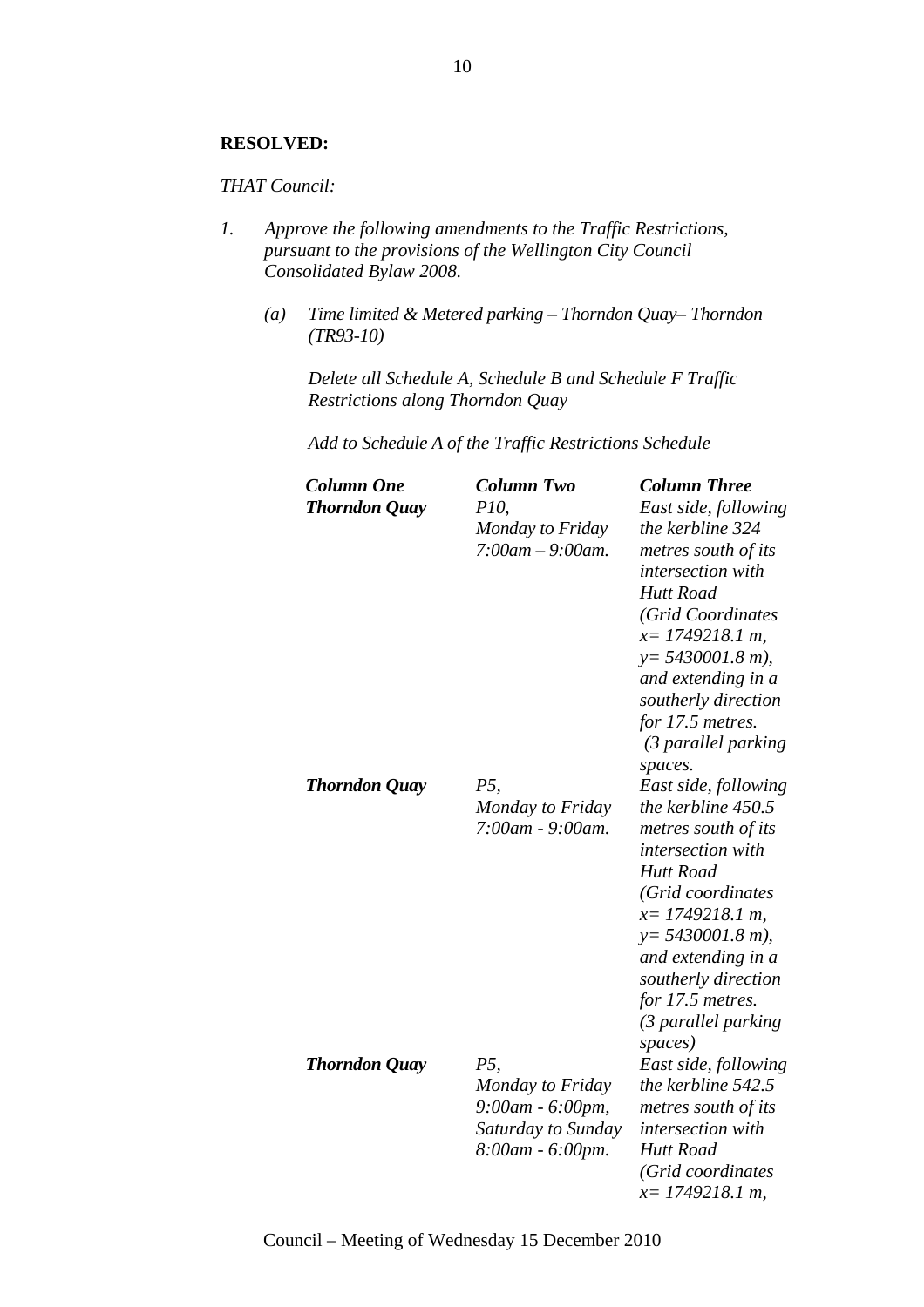**RESOLVED:**

*THAT Council:*

1. *Approve the following amendments to the Traffic Restrictions, pursuant to the provisions of the Wellington City Council Consolidated Bylaw 2008.*

   (a) *Time limited & Metered parking – Thorndon Quay– Thorndon (TR93-10)*

   *Delete all Schedule A, Schedule B and Schedule F Traffic Restrictions along Thorndon Quay*

   *Add to Schedule A of the Traffic Restrictions Schedule*

| ***Column One*** | ***Column Two*** | ***Column Three*** |
|---|---|---|
| ***Thorndon Quay*** | *P10, Monday to Friday 7:00am – 9:00am.* | *East side, following the kerbline 324 metres south of its intersection with Hutt Road (Grid Coordinates x= 1749218.1 m, y= 5430001.8 m), and extending in a southerly direction for 17.5 metres. (3 parallel parking spaces.* |
| ***Thorndon Quay*** | *P5, Monday to Friday 7:00am - 9:00am.* | *East side, following the kerbline 450.5 metres south of its intersection with Hutt Road (Grid coordinates x= 1749218.1 m, y= 5430001.8 m), and extending in a southerly direction for 17.5 metres. (3 parallel parking spaces)* |
| ***Thorndon Quay*** | *P5, Monday to Friday 9:00am - 6:00pm, Saturday to Sunday 8:00am - 6:00pm.* | *East side, following the kerbline 542.5 metres south of its intersection with Hutt Road (Grid coordinates x= 1749218.1 m,* |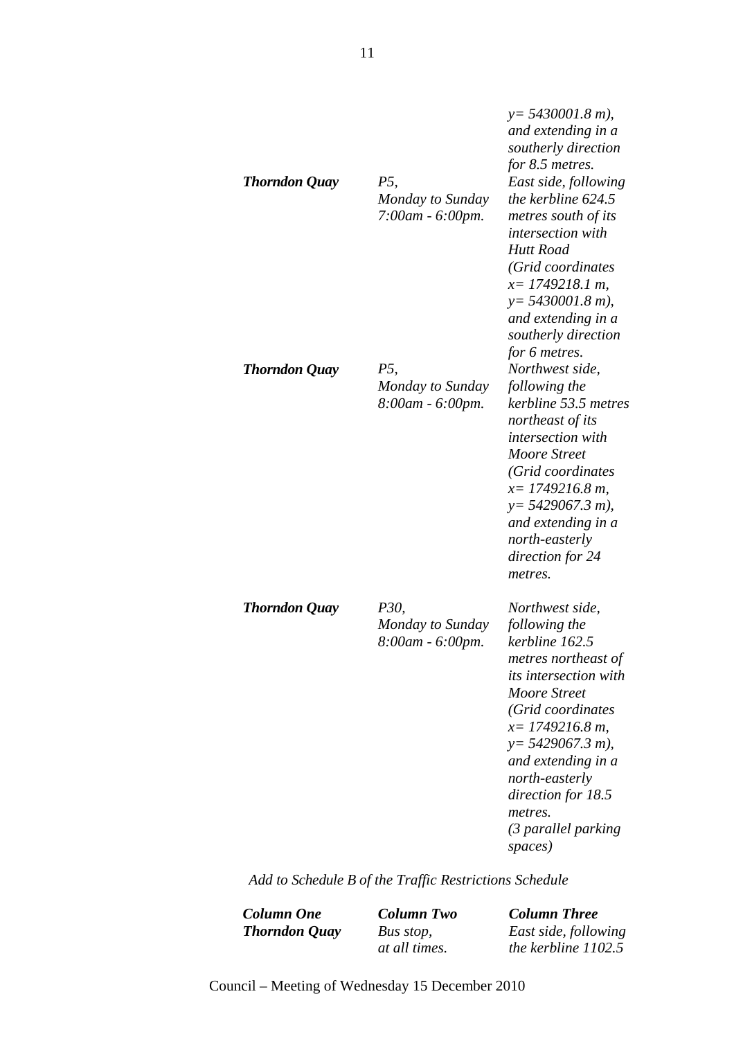| | | |
|---|---|---|
| | | *y= 5430001.8 m), and extending in a southerly direction for 8.5 metres.* |
| ***Thorndon Quay*** | *P5, Monday to Sunday 7:00am - 6:00pm.* | *East side, following the kerbline 624.5 metres south of its intersection with Hutt Road (Grid coordinates x= 1749218.1 m, y= 5430001.8 m), and extending in a southerly direction for 6 metres.* |
| ***Thorndon Quay*** | *P5, Monday to Sunday 8:00am - 6:00pm.* | *Northwest side, following the kerbline 53.5 metres northeast of its intersection with Moore Street (Grid coordinates x= 1749216.8 m, y= 5429067.3 m), and extending in a north-easterly direction for 24 metres.* |
| ***Thorndon Quay*** | *P30, Monday to Sunday 8:00am - 6:00pm.* | *Northwest side, following the kerbline 162.5 metres northeast of its intersection with Moore Street (Grid coordinates x= 1749216.8 m, y= 5429067.3 m), and extending in a north-easterly direction for 18.5 metres. (3 parallel parking spaces)* |

*Add to Schedule B of the Traffic Restrictions Schedule*

| ***Column One*** | ***Column Two*** | ***Column Three*** |
|---|---|---|
| ***Thorndon Quay*** | *Bus stop, at all times.* | *East side, following the kerbline 1102.5* |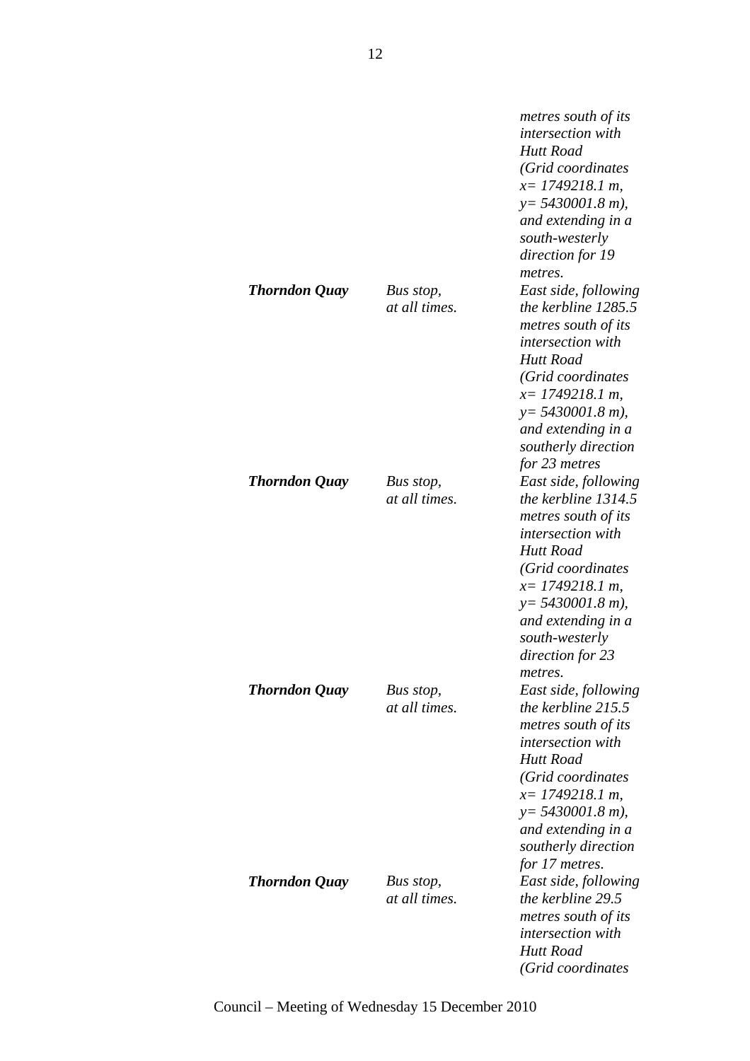| | | |
|---|---|---|
| | | *metres south of its intersection with Hutt Road (Grid coordinates x= 1749218.1 m, y= 5430001.8 m), and extending in a south-westerly direction for 19 metres.* |
| ***Thorndon Quay*** | *Bus stop, at all times.* | *East side, following the kerbline 1285.5 metres south of its intersection with Hutt Road (Grid coordinates x= 1749218.1 m, y= 5430001.8 m), and extending in a southerly direction for 23 metres* |
| ***Thorndon Quay*** | *Bus stop, at all times.* | *East side, following the kerbline 1314.5 metres south of its intersection with Hutt Road (Grid coordinates x= 1749218.1 m, y= 5430001.8 m), and extending in a south-westerly direction for 23 metres.* |
| ***Thorndon Quay*** | *Bus stop, at all times.* | *East side, following the kerbline 215.5 metres south of its intersection with Hutt Road (Grid coordinates x= 1749218.1 m, y= 5430001.8 m), and extending in a southerly direction for 17 metres.* |
| ***Thorndon Quay*** | *Bus stop, at all times.* | *East side, following the kerbline 29.5 metres south of its intersection with Hutt Road (Grid coordinates* |

Council – Meeting of Wednesday 15 December 2010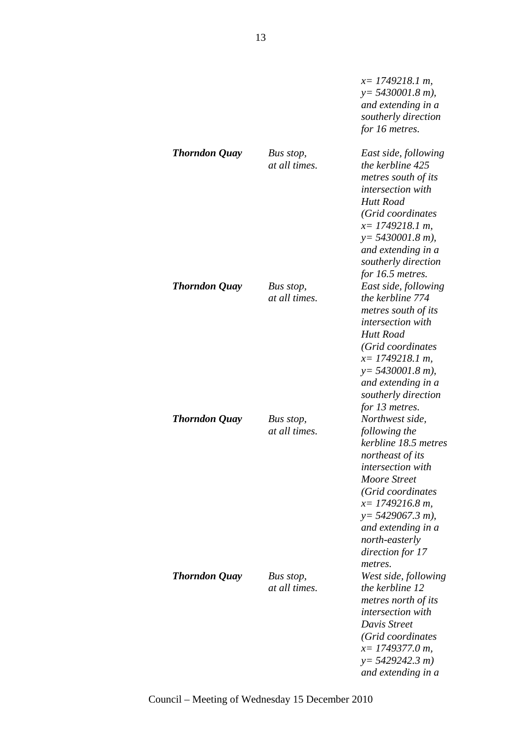| | | |
|---|---|---|
| | | *x= 1749218.1 m, y= 5430001.8 m), and extending in a southerly direction for 16 metres.* |
| ***Thorndon Quay*** | *Bus stop, at all times.* | *East side, following the kerbline 425 metres south of its intersection with Hutt Road (Grid coordinates x= 1749218.1 m, y= 5430001.8 m), and extending in a southerly direction for 16.5 metres.* |
| ***Thorndon Quay*** | *Bus stop, at all times.* | *East side, following the kerbline 774 metres south of its intersection with Hutt Road (Grid coordinates x= 1749218.1 m, y= 5430001.8 m), and extending in a southerly direction for 13 metres.* |
| ***Thorndon Quay*** | *Bus stop, at all times.* | *Northwest side, following the kerbline 18.5 metres northeast of its intersection with Moore Street (Grid coordinates x= 1749216.8 m, y= 5429067.3 m), and extending in a north-easterly direction for 17 metres.* |
| ***Thorndon Quay*** | *Bus stop, at all times.* | *West side, following the kerbline 12 metres north of its intersection with Davis Street (Grid coordinates x= 1749377.0 m, y= 5429242.3 m) and extending in a* |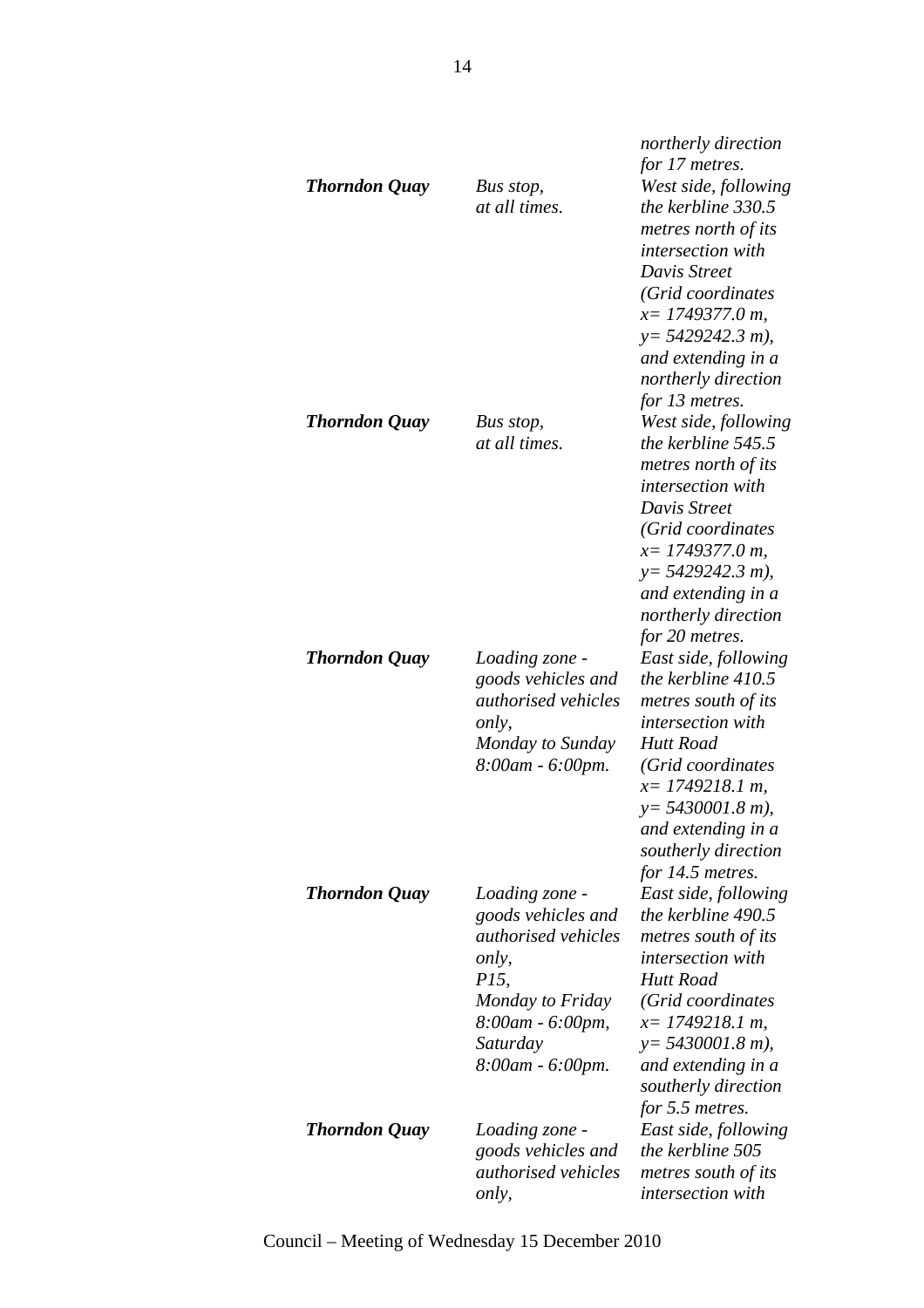| | | |
|---|---|---|
| | | *northerly direction for 17 metres.* |
| ***Thorndon Quay*** | *Bus stop, at all times.* | *West side, following the kerbline 330.5 metres north of its intersection with Davis Street (Grid coordinates x= 1749377.0 m, y= 5429242.3 m), and extending in a northerly direction for 13 metres.* |
| ***Thorndon Quay*** | *Bus stop, at all times.* | *West side, following the kerbline 545.5 metres north of its intersection with Davis Street (Grid coordinates x= 1749377.0 m, y= 5429242.3 m), and extending in a northerly direction for 20 metres.* |
| ***Thorndon Quay*** | *Loading zone - goods vehicles and authorised vehicles only, Monday to Sunday 8:00am - 6:00pm.* | *East side, following the kerbline 410.5 metres south of its intersection with Hutt Road (Grid coordinates x= 1749218.1 m, y= 5430001.8 m), and extending in a southerly direction for 14.5 metres.* |
| ***Thorndon Quay*** | *Loading zone - goods vehicles and authorised vehicles only, P15, Monday to Friday 8:00am - 6:00pm, Saturday 8:00am - 6:00pm.* | *East side, following the kerbline 490.5 metres south of its intersection with Hutt Road (Grid coordinates x= 1749218.1 m, y= 5430001.8 m), and extending in a southerly direction for 5.5 metres.* |
| ***Thorndon Quay*** | *Loading zone - goods vehicles and authorised vehicles only,* | *East side, following the kerbline 505 metres south of its intersection with* |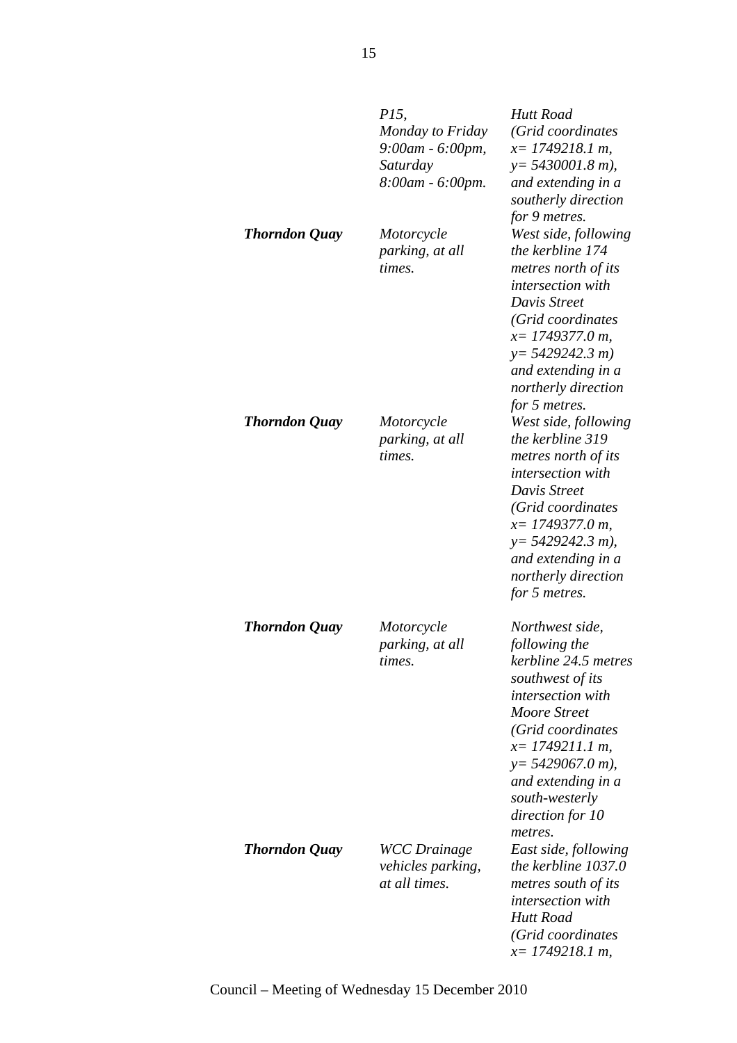| | | |
|---|---|---|
| | *P15, Monday to Friday 9:00am - 6:00pm, Saturday 8:00am - 6:00pm.* | *Hutt Road (Grid coordinates x= 1749218.1 m, y= 5430001.8 m), and extending in a southerly direction for 9 metres.* |
| ***Thorndon Quay*** | *Motorcycle parking, at all times.* | *West side, following the kerbline 174 metres north of its intersection with Davis Street (Grid coordinates x= 1749377.0 m, y= 5429242.3 m) and extending in a northerly direction for 5 metres.* |
| ***Thorndon Quay*** | *Motorcycle parking, at all times.* | *West side, following the kerbline 319 metres north of its intersection with Davis Street (Grid coordinates x= 1749377.0 m, y= 5429242.3 m), and extending in a northerly direction for 5 metres.* |
| ***Thorndon Quay*** | *Motorcycle parking, at all times.* | *Northwest side, following the kerbline 24.5 metres southwest of its intersection with Moore Street (Grid coordinates x= 1749211.1 m, y= 5429067.0 m), and extending in a south-westerly direction for 10 metres.* |
| ***Thorndon Quay*** | *WCC Drainage vehicles parking, at all times.* | *East side, following the kerbline 1037.0 metres south of its intersection with Hutt Road (Grid coordinates x= 1749218.1 m,* |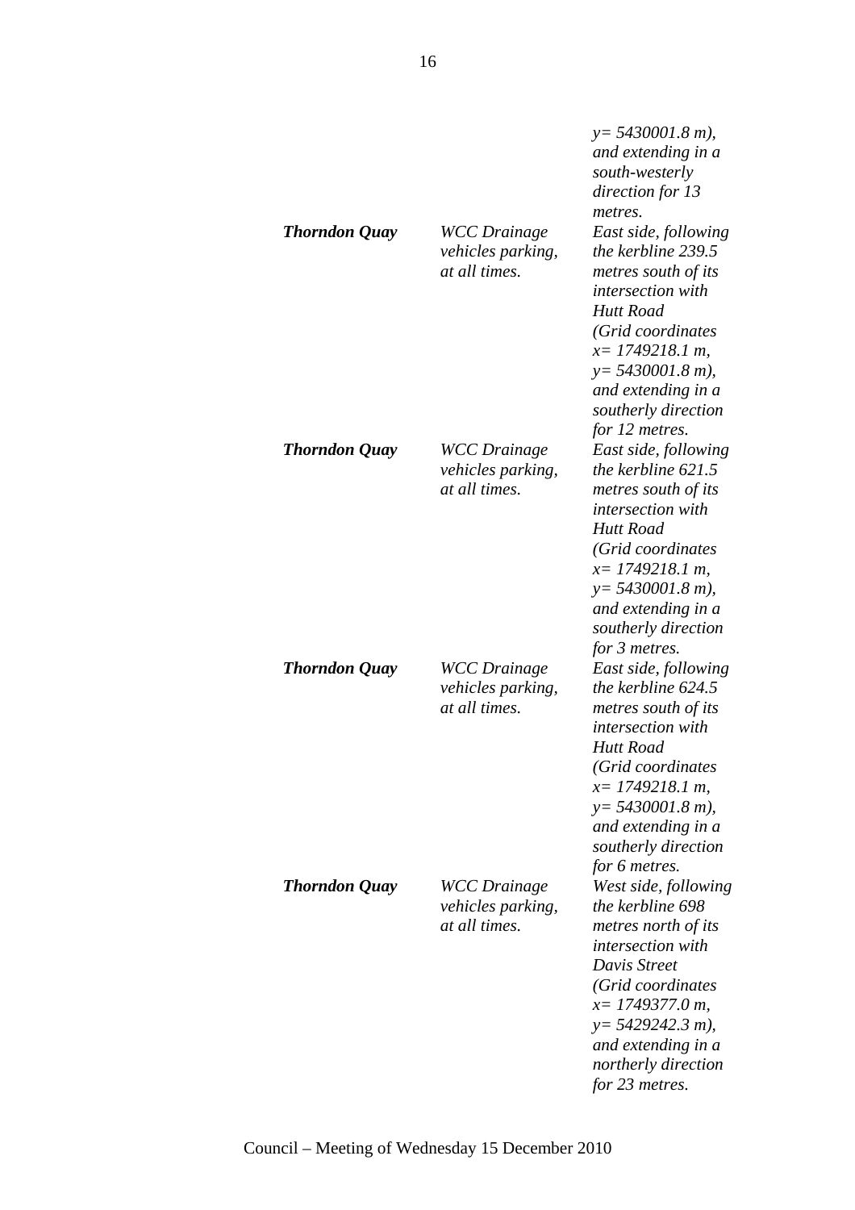|  |  | *y= 5430001.8 m), and extending in a south-westerly direction for 13 metres.* |
|---|---|---|
| ***Thorndon Quay*** | *WCC Drainage vehicles parking, at all times.* | *East side, following the kerbline 239.5 metres south of its intersection with Hutt Road (Grid coordinates x= 1749218.1 m, y= 5430001.8 m), and extending in a southerly direction for 12 metres.* |
| ***Thorndon Quay*** | *WCC Drainage vehicles parking, at all times.* | *East side, following the kerbline 621.5 metres south of its intersection with Hutt Road (Grid coordinates x= 1749218.1 m, y= 5430001.8 m), and extending in a southerly direction for 3 metres.* |
| ***Thorndon Quay*** | *WCC Drainage vehicles parking, at all times.* | *East side, following the kerbline 624.5 metres south of its intersection with Hutt Road (Grid coordinates x= 1749218.1 m, y= 5430001.8 m), and extending in a southerly direction for 6 metres.* |
| ***Thorndon Quay*** | *WCC Drainage vehicles parking, at all times.* | *West side, following the kerbline 698 metres north of its intersection with Davis Street (Grid coordinates x= 1749377.0 m, y= 5429242.3 m), and extending in a northerly direction for 23 metres.* |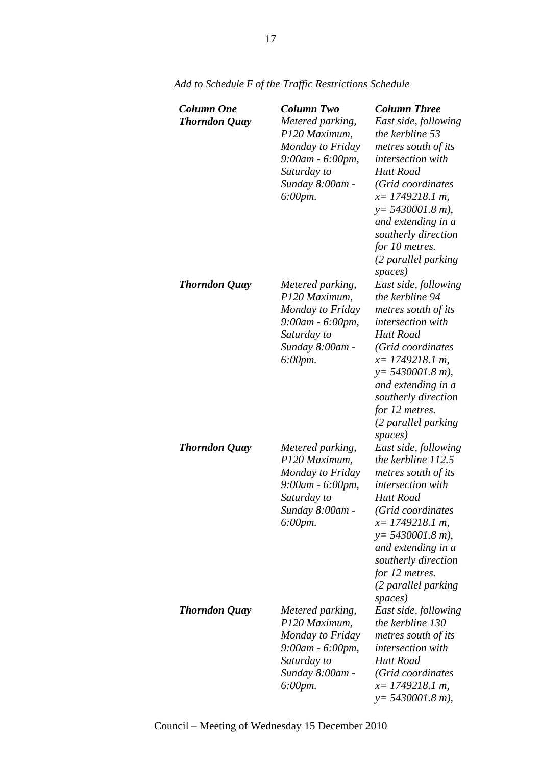*Add to Schedule F of the Traffic Restrictions Schedule*

| ***Column One*** | ***Column Two*** | ***Column Three*** |
|---|---|---|
| ***Thorndon Quay*** | *Metered parking, P120 Maximum, Monday to Friday 9:00am - 6:00pm, Saturday to Sunday 8:00am - 6:00pm.* | *East side, following the kerbline 53 metres south of its intersection with Hutt Road (Grid coordinates x= 1749218.1 m, y= 5430001.8 m), and extending in a southerly direction for 10 metres. (2 parallel parking spaces)* |
| ***Thorndon Quay*** | *Metered parking, P120 Maximum, Monday to Friday 9:00am - 6:00pm, Saturday to Sunday 8:00am - 6:00pm.* | *East side, following the kerbline 94 metres south of its intersection with Hutt Road (Grid coordinates x= 1749218.1 m, y= 5430001.8 m), and extending in a southerly direction for 12 metres. (2 parallel parking spaces)* |
| ***Thorndon Quay*** | *Metered parking, P120 Maximum, Monday to Friday 9:00am - 6:00pm, Saturday to Sunday 8:00am - 6:00pm.* | *East side, following the kerbline 112.5 metres south of its intersection with Hutt Road (Grid coordinates x= 1749218.1 m, y= 5430001.8 m), and extending in a southerly direction for 12 metres. (2 parallel parking spaces)* |
| ***Thorndon Quay*** | *Metered parking, P120 Maximum, Monday to Friday 9:00am - 6:00pm, Saturday to Sunday 8:00am - 6:00pm.* | *East side, following the kerbline 130 metres south of its intersection with Hutt Road (Grid coordinates x= 1749218.1 m, y= 5430001.8 m),* |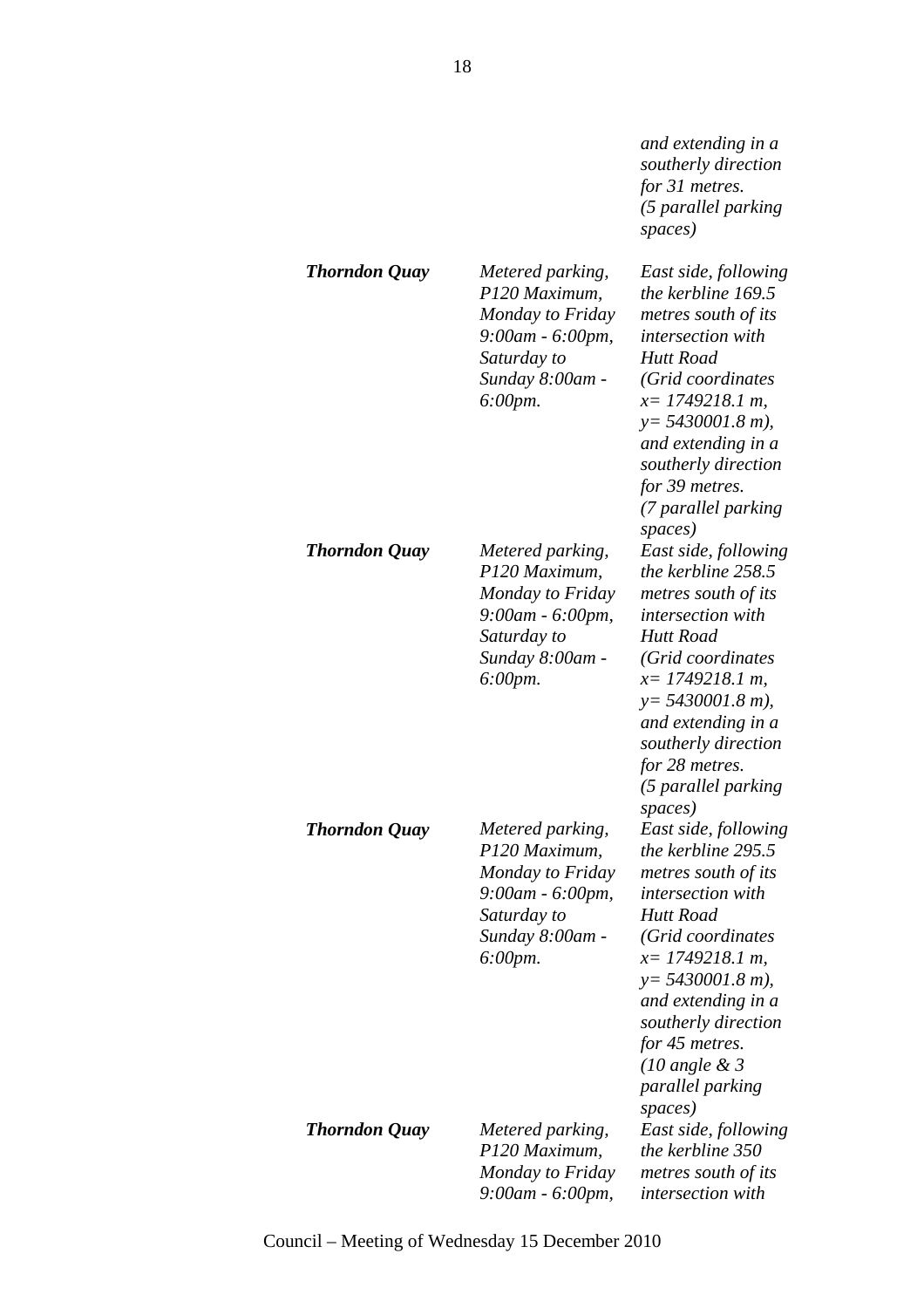| | | |
|---|---|---|
| | | *and extending in a southerly direction for 31 metres. (5 parallel parking spaces)* |
| ***Thorndon Quay*** | *Metered parking, P120 Maximum, Monday to Friday 9:00am - 6:00pm, Saturday to Sunday 8:00am - 6:00pm.* | *East side, following the kerbline 169.5 metres south of its intersection with Hutt Road (Grid coordinates x= 1749218.1 m, y= 5430001.8 m), and extending in a southerly direction for 39 metres. (7 parallel parking spaces)* |
| ***Thorndon Quay*** | *Metered parking, P120 Maximum, Monday to Friday 9:00am - 6:00pm, Saturday to Sunday 8:00am - 6:00pm.* | *East side, following the kerbline 258.5 metres south of its intersection with Hutt Road (Grid coordinates x= 1749218.1 m, y= 5430001.8 m), and extending in a southerly direction for 28 metres. (5 parallel parking spaces)* |
| ***Thorndon Quay*** | *Metered parking, P120 Maximum, Monday to Friday 9:00am - 6:00pm, Saturday to Sunday 8:00am - 6:00pm.* | *East side, following the kerbline 295.5 metres south of its intersection with Hutt Road (Grid coordinates x= 1749218.1 m, y= 5430001.8 m), and extending in a southerly direction for 45 metres. (10 angle & 3 parallel parking spaces)* |
| ***Thorndon Quay*** | *Metered parking, P120 Maximum, Monday to Friday 9:00am - 6:00pm,* | *East side, following the kerbline 350 metres south of its intersection with* |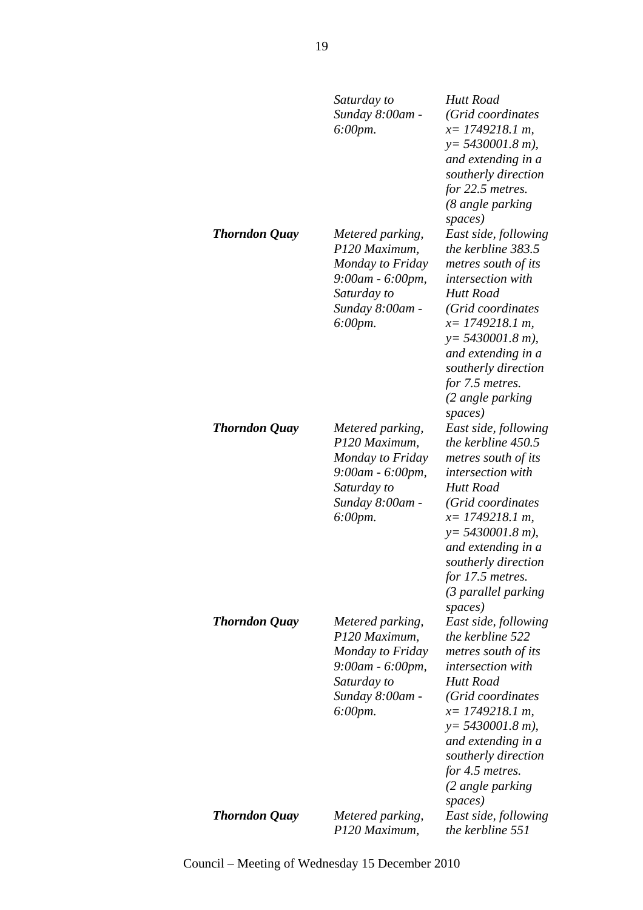| | | |
|---|---|---|
| | *Saturday to Sunday 8:00am - 6:00pm.* | *Hutt Road (Grid coordinates x= 1749218.1 m, y= 5430001.8 m), and extending in a southerly direction for 22.5 metres. (8 angle parking spaces)* |
| ***Thorndon Quay*** | *Metered parking, P120 Maximum, Monday to Friday 9:00am - 6:00pm, Saturday to Sunday 8:00am - 6:00pm.* | *East side, following the kerbline 383.5 metres south of its intersection with Hutt Road (Grid coordinates x= 1749218.1 m, y= 5430001.8 m), and extending in a southerly direction for 7.5 metres. (2 angle parking spaces)* |
| ***Thorndon Quay*** | *Metered parking, P120 Maximum, Monday to Friday 9:00am - 6:00pm, Saturday to Sunday 8:00am - 6:00pm.* | *East side, following the kerbline 450.5 metres south of its intersection with Hutt Road (Grid coordinates x= 1749218.1 m, y= 5430001.8 m), and extending in a southerly direction for 17.5 metres. (3 parallel parking spaces)* |
| ***Thorndon Quay*** | *Metered parking, P120 Maximum, Monday to Friday 9:00am - 6:00pm, Saturday to Sunday 8:00am - 6:00pm.* | *East side, following the kerbline 522 metres south of its intersection with Hutt Road (Grid coordinates x= 1749218.1 m, y= 5430001.8 m), and extending in a southerly direction for 4.5 metres. (2 angle parking spaces)* |
| ***Thorndon Quay*** | *Metered parking, P120 Maximum,* | *East side, following the kerbline 551* |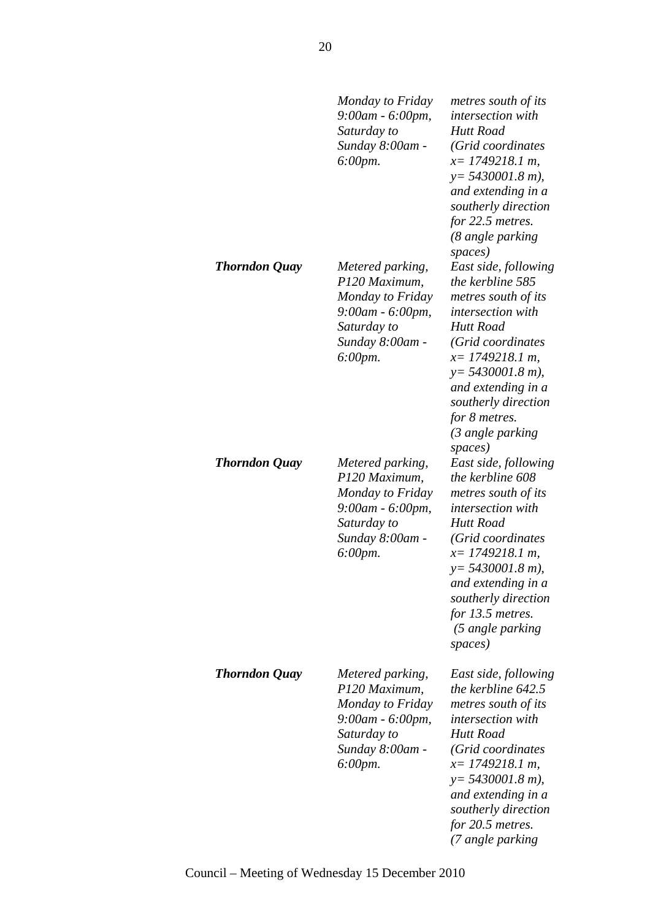| | | |
|---|---|---|
| | *Monday to Friday 9:00am - 6:00pm, Saturday to Sunday 8:00am - 6:00pm.* | *metres south of its intersection with Hutt Road (Grid coordinates x= 1749218.1 m, y= 5430001.8 m), and extending in a southerly direction for 22.5 metres. (8 angle parking spaces)* |
| ***Thorndon Quay*** | *Metered parking, P120 Maximum, Monday to Friday 9:00am - 6:00pm, Saturday to Sunday 8:00am - 6:00pm.* | *East side, following the kerbline 585 metres south of its intersection with Hutt Road (Grid coordinates x= 1749218.1 m, y= 5430001.8 m), and extending in a southerly direction for 8 metres. (3 angle parking spaces)* |
| ***Thorndon Quay*** | *Metered parking, P120 Maximum, Monday to Friday 9:00am - 6:00pm, Saturday to Sunday 8:00am - 6:00pm.* | *East side, following the kerbline 608 metres south of its intersection with Hutt Road (Grid coordinates x= 1749218.1 m, y= 5430001.8 m), and extending in a southerly direction for 13.5 metres. (5 angle parking spaces)* |
| ***Thorndon Quay*** | *Metered parking, P120 Maximum, Monday to Friday 9:00am - 6:00pm, Saturday to Sunday 8:00am - 6:00pm.* | *East side, following the kerbline 642.5 metres south of its intersection with Hutt Road (Grid coordinates x= 1749218.1 m, y= 5430001.8 m), and extending in a southerly direction for 20.5 metres. (7 angle parking* |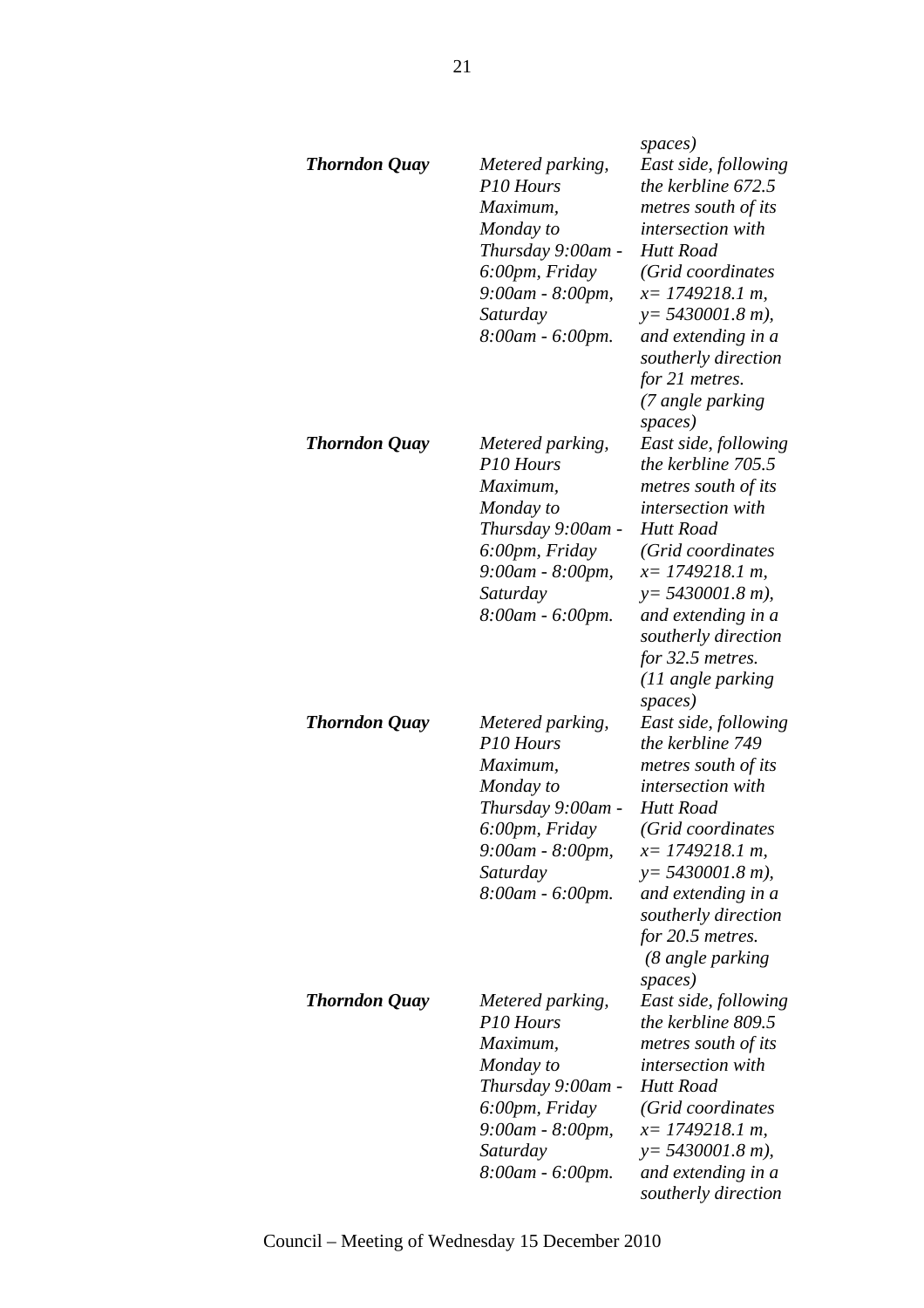| | | spaces) |
|---|---|---|
| ***Thorndon Quay*** | *Metered parking, P10 Hours Maximum, Monday to Thursday 9:00am - 6:00pm, Friday 9:00am - 8:00pm, Saturday 8:00am - 6:00pm.* | *East side, following the kerbline 672.5 metres south of its intersection with Hutt Road (Grid coordinates x= 1749218.1 m, y= 5430001.8 m), and extending in a southerly direction for 21 metres. (7 angle parking spaces)* |
| ***Thorndon Quay*** | *Metered parking, P10 Hours Maximum, Monday to Thursday 9:00am - 6:00pm, Friday 9:00am - 8:00pm, Saturday 8:00am - 6:00pm.* | *East side, following the kerbline 705.5 metres south of its intersection with Hutt Road (Grid coordinates x= 1749218.1 m, y= 5430001.8 m), and extending in a southerly direction for 32.5 metres. (11 angle parking spaces)* |
| ***Thorndon Quay*** | *Metered parking, P10 Hours Maximum, Monday to Thursday 9:00am - 6:00pm, Friday 9:00am - 8:00pm, Saturday 8:00am - 6:00pm.* | *East side, following the kerbline 749 metres south of its intersection with Hutt Road (Grid coordinates x= 1749218.1 m, y= 5430001.8 m), and extending in a southerly direction for 20.5 metres. (8 angle parking spaces)* |
| ***Thorndon Quay*** | *Metered parking, P10 Hours Maximum, Monday to Thursday 9:00am - 6:00pm, Friday 9:00am - 8:00pm, Saturday 8:00am - 6:00pm.* | *East side, following the kerbline 809.5 metres south of its intersection with Hutt Road (Grid coordinates x= 1749218.1 m, y= 5430001.8 m), and extending in a southerly direction* |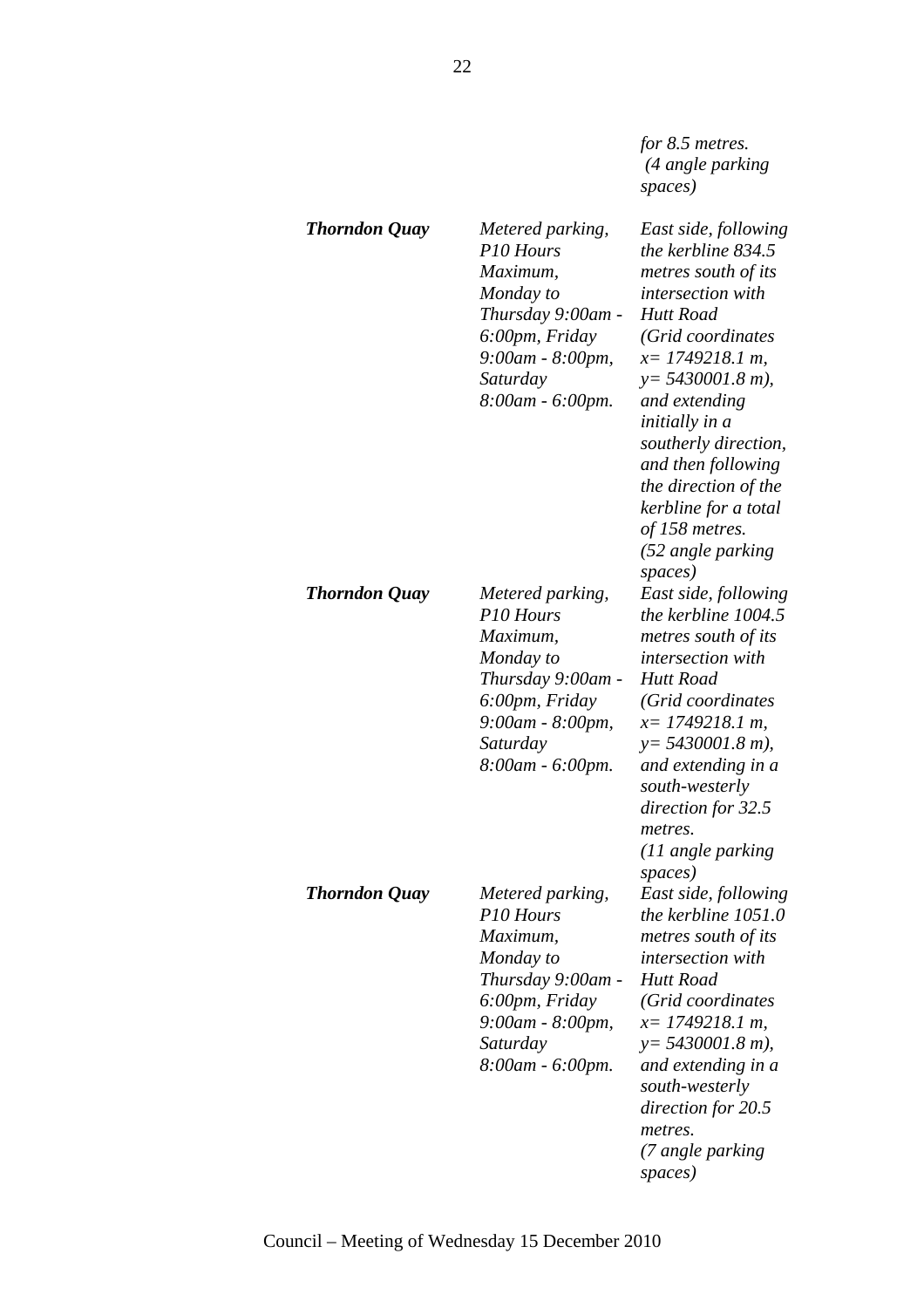| | | |
|---|---|---|
| | | *for 8.5 metres. (4 angle parking spaces)* |
| ***Thorndon Quay*** | *Metered parking, P10 Hours Maximum, Monday to Thursday 9:00am - 6:00pm, Friday 9:00am - 8:00pm, Saturday 8:00am - 6:00pm.* | *East side, following the kerbline 834.5 metres south of its intersection with Hutt Road (Grid coordinates x= 1749218.1 m, y= 5430001.8 m), and extending initially in a southerly direction, and then following the direction of the kerbline for a total of 158 metres. (52 angle parking spaces)* |
| ***Thorndon Quay*** | *Metered parking, P10 Hours Maximum, Monday to Thursday 9:00am - 6:00pm, Friday 9:00am - 8:00pm, Saturday 8:00am - 6:00pm.* | *East side, following the kerbline 1004.5 metres south of its intersection with Hutt Road (Grid coordinates x= 1749218.1 m, y= 5430001.8 m), and extending in a south-westerly direction for 32.5 metres. (11 angle parking spaces)* |
| ***Thorndon Quay*** | *Metered parking, P10 Hours Maximum, Monday to Thursday 9:00am - 6:00pm, Friday 9:00am - 8:00pm, Saturday 8:00am - 6:00pm.* | *East side, following the kerbline 1051.0 metres south of its intersection with Hutt Road (Grid coordinates x= 1749218.1 m, y= 5430001.8 m), and extending in a south-westerly direction for 20.5 metres. (7 angle parking spaces)* |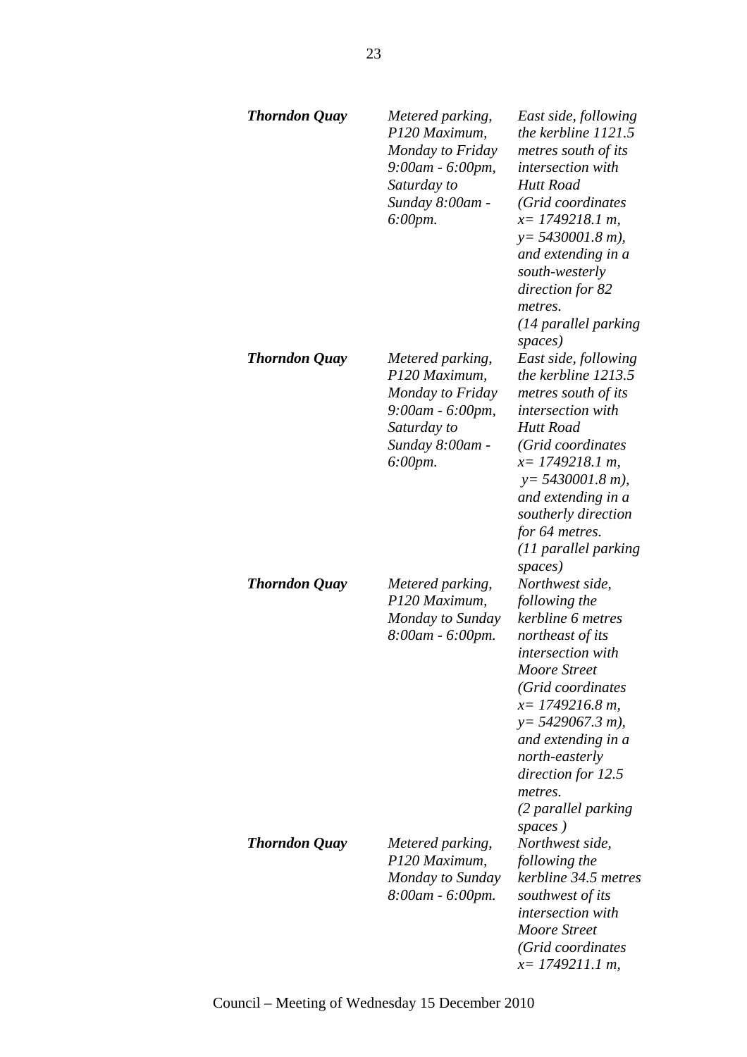| | | |
|---|---|---|
| ***Thorndon Quay*** | *Metered parking, P120 Maximum, Monday to Friday 9:00am - 6:00pm, Saturday to Sunday 8:00am - 6:00pm.* | *East side, following the kerbline 1121.5 metres south of its intersection with Hutt Road (Grid coordinates x= 1749218.1 m, y= 5430001.8 m), and extending in a south-westerly direction for 82 metres. (14 parallel parking spaces)* |
| ***Thorndon Quay*** | *Metered parking, P120 Maximum, Monday to Friday 9:00am - 6:00pm, Saturday to Sunday 8:00am - 6:00pm.* | *East side, following the kerbline 1213.5 metres south of its intersection with Hutt Road (Grid coordinates x= 1749218.1 m, y= 5430001.8 m), and extending in a southerly direction for 64 metres. (11 parallel parking spaces)* |
| ***Thorndon Quay*** | *Metered parking, P120 Maximum, Monday to Sunday 8:00am - 6:00pm.* | *Northwest side, following the kerbline 6 metres northeast of its intersection with Moore Street (Grid coordinates x= 1749216.8 m, y= 5429067.3 m), and extending in a north-easterly direction for 12.5 metres. (2 parallel parking spaces )* |
| ***Thorndon Quay*** | *Metered parking, P120 Maximum, Monday to Sunday 8:00am - 6:00pm.* | *Northwest side, following the kerbline 34.5 metres southwest of its intersection with Moore Street (Grid coordinates x= 1749211.1 m,* |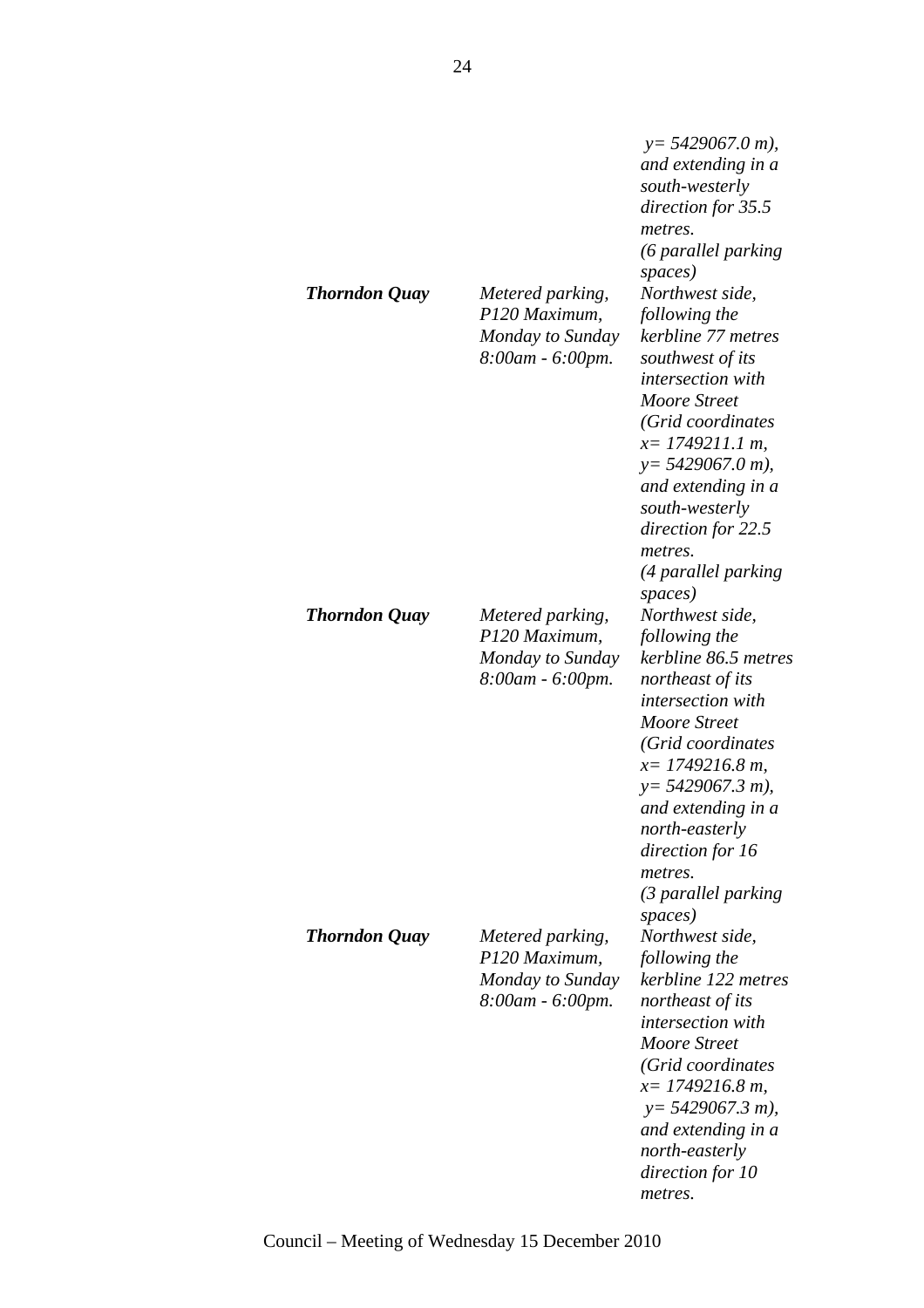| | | *y= 5429067.0 m), and extending in a south-westerly direction for 35.5 metres. (6 parallel parking spaces)* |
|---|---|---|
| ***Thorndon Quay*** | *Metered parking, P120 Maximum, Monday to Sunday 8:00am - 6:00pm.* | *Northwest side, following the kerbline 77 metres southwest of its intersection with Moore Street (Grid coordinates x= 1749211.1 m, y= 5429067.0 m), and extending in a south-westerly direction for 22.5 metres. (4 parallel parking spaces)* |
| ***Thorndon Quay*** | *Metered parking, P120 Maximum, Monday to Sunday 8:00am - 6:00pm.* | *Northwest side, following the kerbline 86.5 metres northeast of its intersection with Moore Street (Grid coordinates x= 1749216.8 m, y= 5429067.3 m), and extending in a north-easterly direction for 16 metres. (3 parallel parking spaces)* |
| ***Thorndon Quay*** | *Metered parking, P120 Maximum, Monday to Sunday 8:00am - 6:00pm.* | *Northwest side, following the kerbline 122 metres northeast of its intersection with Moore Street (Grid coordinates x= 1749216.8 m, y= 5429067.3 m), and extending in a north-easterly direction for 10 metres.* |

Council – Meeting of Wednesday 15 December 2010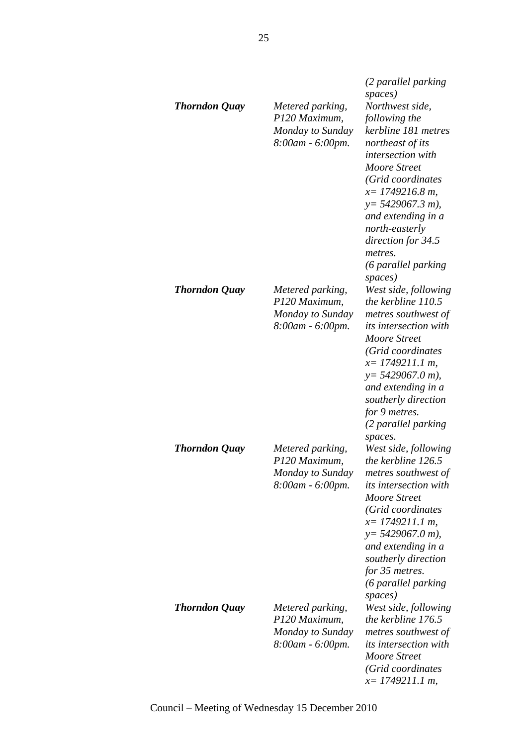| | | *(2 parallel parking spaces)* |
|---|---|---|
| ***Thorndon Quay*** | *Metered parking, P120 Maximum, Monday to Sunday 8:00am - 6:00pm.* | *Northwest side, following the kerbline 181 metres northeast of its intersection with Moore Street (Grid coordinates x= 1749216.8 m, y= 5429067.3 m), and extending in a north-easterly direction for 34.5 metres. (6 parallel parking spaces)* |
| ***Thorndon Quay*** | *Metered parking, P120 Maximum, Monday to Sunday 8:00am - 6:00pm.* | *West side, following the kerbline 110.5 metres southwest of its intersection with Moore Street (Grid coordinates x= 1749211.1 m, y= 5429067.0 m), and extending in a southerly direction for 9 metres. (2 parallel parking spaces.* |
| ***Thorndon Quay*** | *Metered parking, P120 Maximum, Monday to Sunday 8:00am - 6:00pm.* | *West side, following the kerbline 126.5 metres southwest of its intersection with Moore Street (Grid coordinates x= 1749211.1 m, y= 5429067.0 m), and extending in a southerly direction for 35 metres. (6 parallel parking spaces)* |
| ***Thorndon Quay*** | *Metered parking, P120 Maximum, Monday to Sunday 8:00am - 6:00pm.* | *West side, following the kerbline 176.5 metres southwest of its intersection with Moore Street (Grid coordinates x= 1749211.1 m,* |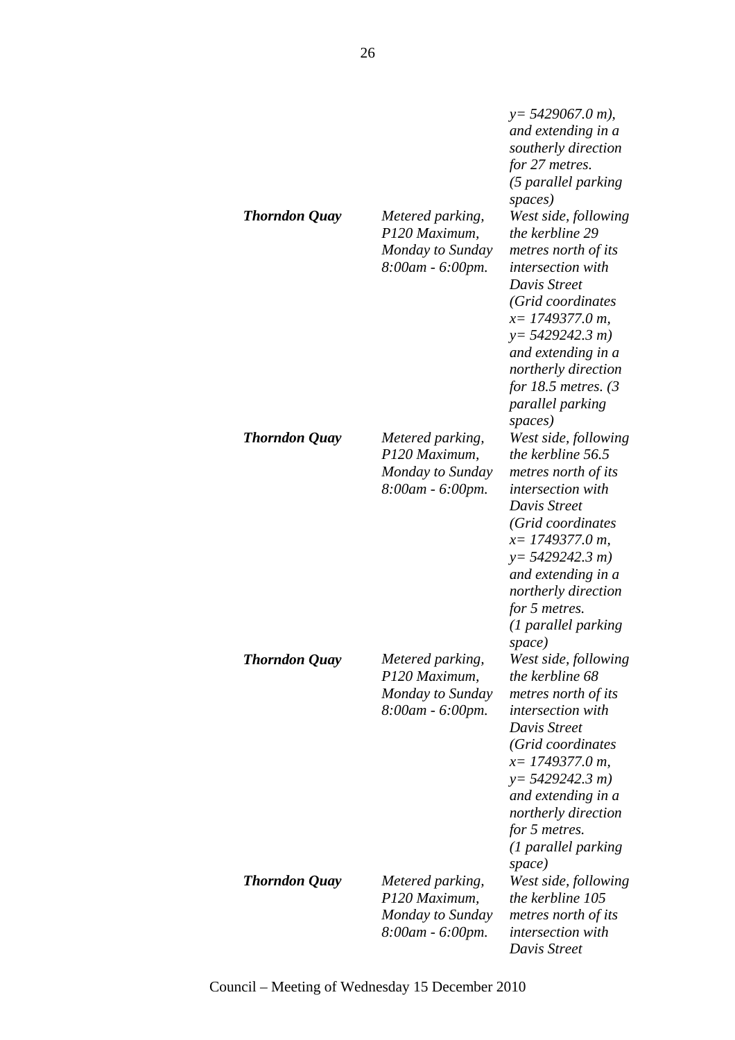| | | |
|---|---|---|
| | | *y= 5429067.0 m), and extending in a southerly direction for 27 metres. (5 parallel parking spaces)* |
| ***Thorndon Quay*** | *Metered parking, P120 Maximum, Monday to Sunday 8:00am - 6:00pm.* | *West side, following the kerbline 29 metres north of its intersection with Davis Street (Grid coordinates x= 1749377.0 m, y= 5429242.3 m) and extending in a northerly direction for 18.5 metres. (3 parallel parking spaces)* |
| ***Thorndon Quay*** | *Metered parking, P120 Maximum, Monday to Sunday 8:00am - 6:00pm.* | *West side, following the kerbline 56.5 metres north of its intersection with Davis Street (Grid coordinates x= 1749377.0 m, y= 5429242.3 m) and extending in a northerly direction for 5 metres. (1 parallel parking space)* |
| ***Thorndon Quay*** | *Metered parking, P120 Maximum, Monday to Sunday 8:00am - 6:00pm.* | *West side, following the kerbline 68 metres north of its intersection with Davis Street (Grid coordinates x= 1749377.0 m, y= 5429242.3 m) and extending in a northerly direction for 5 metres. (1 parallel parking space)* |
| ***Thorndon Quay*** | *Metered parking, P120 Maximum, Monday to Sunday 8:00am - 6:00pm.* | *West side, following the kerbline 105 metres north of its intersection with Davis Street* |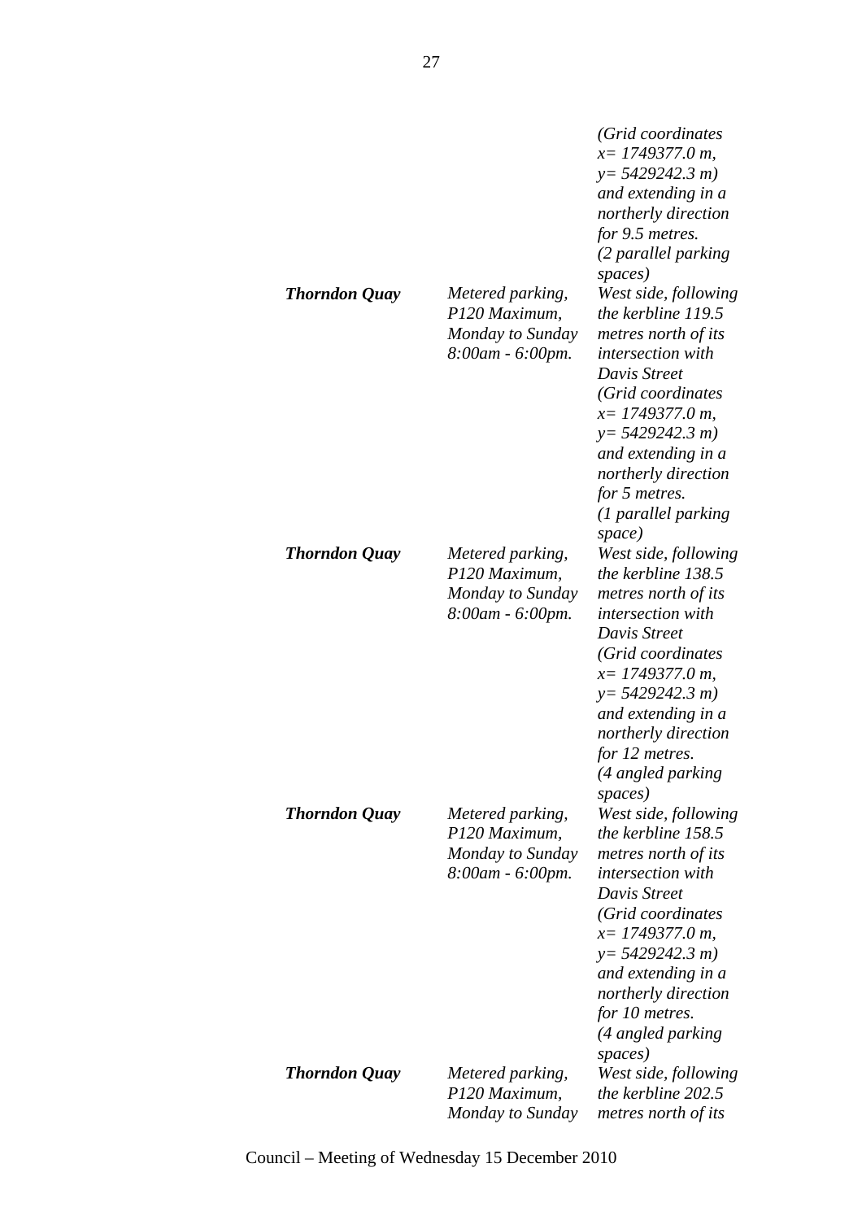| | | *(Grid coordinates x= 1749377.0 m, y= 5429242.3 m) and extending in a northerly direction for 9.5 metres. (2 parallel parking spaces)* |
|---|---|---|
| ***Thorndon Quay*** | *Metered parking, P120 Maximum, Monday to Sunday 8:00am - 6:00pm.* | *West side, following the kerbline 119.5 metres north of its intersection with Davis Street (Grid coordinates x= 1749377.0 m, y= 5429242.3 m) and extending in a northerly direction for 5 metres. (1 parallel parking space)* |
| ***Thorndon Quay*** | *Metered parking, P120 Maximum, Monday to Sunday 8:00am - 6:00pm.* | *West side, following the kerbline 138.5 metres north of its intersection with Davis Street (Grid coordinates x= 1749377.0 m, y= 5429242.3 m) and extending in a northerly direction for 12 metres. (4 angled parking spaces)* |
| ***Thorndon Quay*** | *Metered parking, P120 Maximum, Monday to Sunday 8:00am - 6:00pm.* | *West side, following the kerbline 158.5 metres north of its intersection with Davis Street (Grid coordinates x= 1749377.0 m, y= 5429242.3 m) and extending in a northerly direction for 10 metres. (4 angled parking spaces)* |
| ***Thorndon Quay*** | *Metered parking, P120 Maximum, Monday to Sunday* | *West side, following the kerbline 202.5 metres north of its* |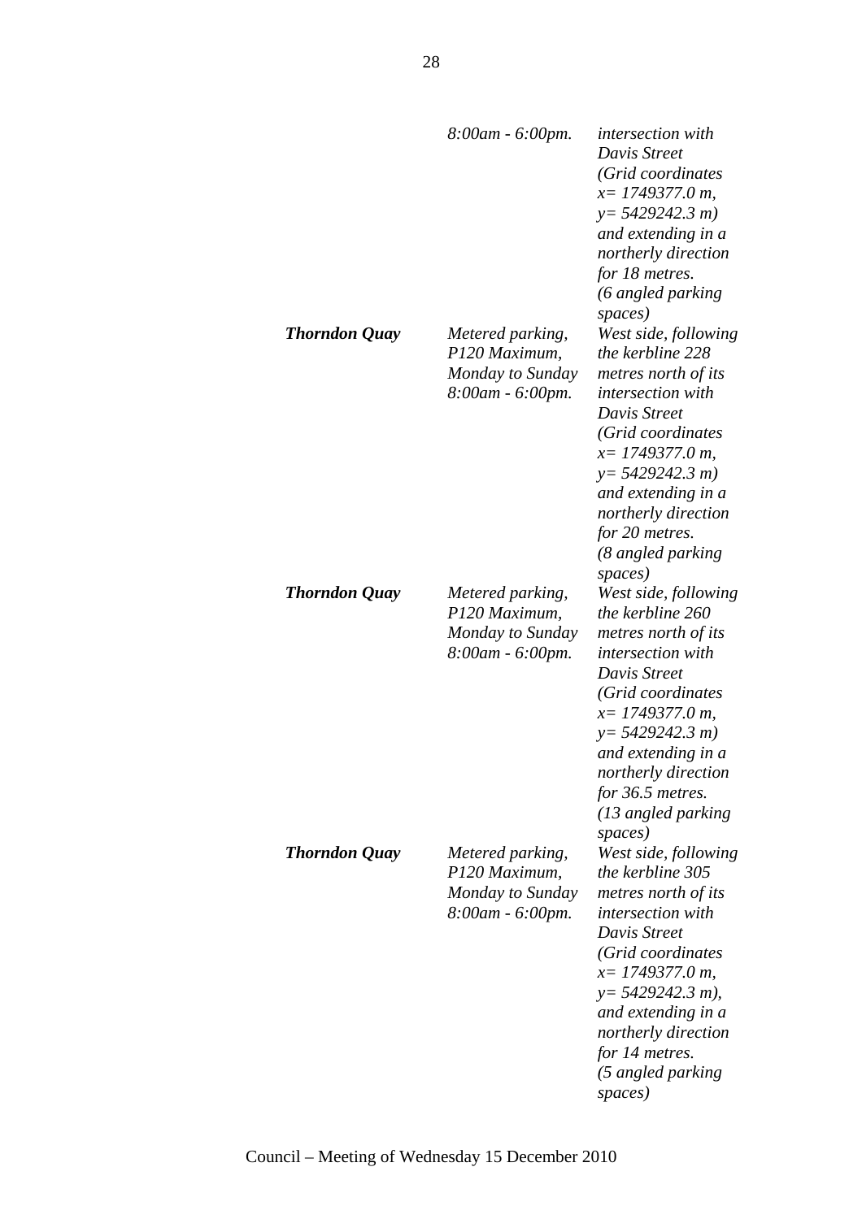| | | |
|---|---|---|
| | *8:00am - 6:00pm.* | *intersection with Davis Street (Grid coordinates x= 1749377.0 m, y= 5429242.3 m) and extending in a northerly direction for 18 metres. (6 angled parking spaces)* |
| ***Thorndon Quay*** | *Metered parking, P120 Maximum, Monday to Sunday 8:00am - 6:00pm.* | *West side, following the kerbline 228 metres north of its intersection with Davis Street (Grid coordinates x= 1749377.0 m, y= 5429242.3 m) and extending in a northerly direction for 20 metres. (8 angled parking spaces)* |
| ***Thorndon Quay*** | *Metered parking, P120 Maximum, Monday to Sunday 8:00am - 6:00pm.* | *West side, following the kerbline 260 metres north of its intersection with Davis Street (Grid coordinates x= 1749377.0 m, y= 5429242.3 m) and extending in a northerly direction for 36.5 metres. (13 angled parking spaces)* |
| ***Thorndon Quay*** | *Metered parking, P120 Maximum, Monday to Sunday 8:00am - 6:00pm.* | *West side, following the kerbline 305 metres north of its intersection with Davis Street (Grid coordinates x= 1749377.0 m, y= 5429242.3 m), and extending in a northerly direction for 14 metres. (5 angled parking spaces)* |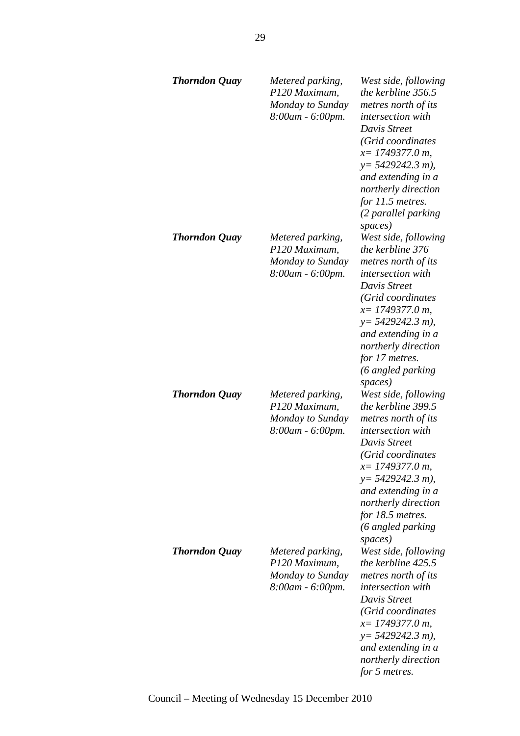| | | |
|---|---|---|
| ***Thorndon Quay*** | *Metered parking, P120 Maximum, Monday to Sunday 8:00am - 6:00pm.* | *West side, following the kerbline 356.5 metres north of its intersection with Davis Street (Grid coordinates x= 1749377.0 m, y= 5429242.3 m), and extending in a northerly direction for 11.5 metres. (2 parallel parking spaces)* |
| ***Thorndon Quay*** | *Metered parking, P120 Maximum, Monday to Sunday 8:00am - 6:00pm.* | *West side, following the kerbline 376 metres north of its intersection with Davis Street (Grid coordinates x= 1749377.0 m, y= 5429242.3 m), and extending in a northerly direction for 17 metres. (6 angled parking spaces)* |
| ***Thorndon Quay*** | *Metered parking, P120 Maximum, Monday to Sunday 8:00am - 6:00pm.* | *West side, following the kerbline 399.5 metres north of its intersection with Davis Street (Grid coordinates x= 1749377.0 m, y= 5429242.3 m), and extending in a northerly direction for 18.5 metres. (6 angled parking spaces)* |
| ***Thorndon Quay*** | *Metered parking, P120 Maximum, Monday to Sunday 8:00am - 6:00pm.* | *West side, following the kerbline 425.5 metres north of its intersection with Davis Street (Grid coordinates x= 1749377.0 m, y= 5429242.3 m), and extending in a northerly direction for 5 metres.* |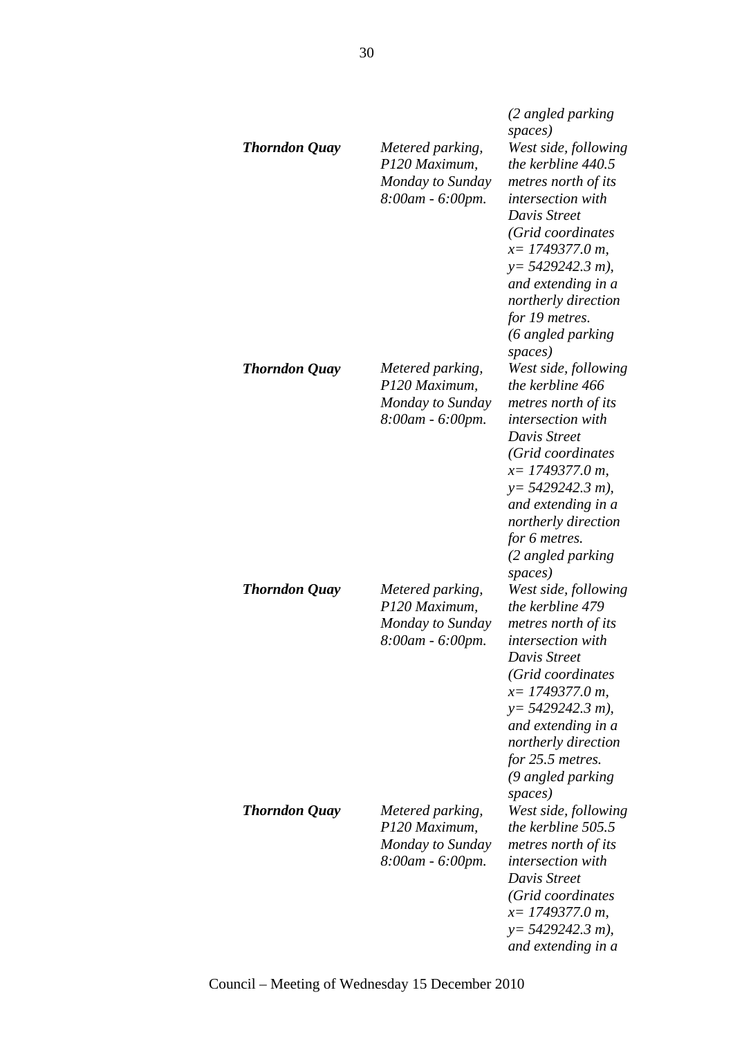| | | *(2 angled parking spaces)* |
|---|---|---|
| ***Thorndon Quay*** | *Metered parking, P120 Maximum, Monday to Sunday 8:00am - 6:00pm.* | *West side, following the kerbline 440.5 metres north of its intersection with Davis Street (Grid coordinates x= 1749377.0 m, y= 5429242.3 m), and extending in a northerly direction for 19 metres. (6 angled parking spaces)* |
| ***Thorndon Quay*** | *Metered parking, P120 Maximum, Monday to Sunday 8:00am - 6:00pm.* | *West side, following the kerbline 466 metres north of its intersection with Davis Street (Grid coordinates x= 1749377.0 m, y= 5429242.3 m), and extending in a northerly direction for 6 metres. (2 angled parking spaces)* |
| ***Thorndon Quay*** | *Metered parking, P120 Maximum, Monday to Sunday 8:00am - 6:00pm.* | *West side, following the kerbline 479 metres north of its intersection with Davis Street (Grid coordinates x= 1749377.0 m, y= 5429242.3 m), and extending in a northerly direction for 25.5 metres. (9 angled parking spaces)* |
| ***Thorndon Quay*** | *Metered parking, P120 Maximum, Monday to Sunday 8:00am - 6:00pm.* | *West side, following the kerbline 505.5 metres north of its intersection with Davis Street (Grid coordinates x= 1749377.0 m, y= 5429242.3 m), and extending in a* |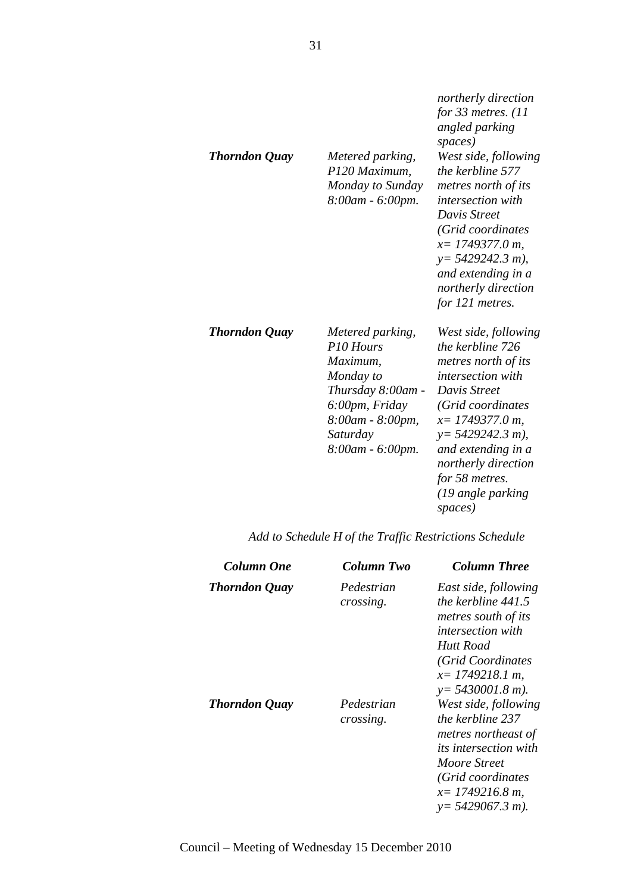| | | |
|---|---|---|
| | | *northerly direction for 33 metres. (11 angled parking spaces)* |
| ***Thorndon Quay*** | *Metered parking, P120 Maximum, Monday to Sunday 8:00am - 6:00pm.* | *West side, following the kerbline 577 metres north of its intersection with Davis Street (Grid coordinates x= 1749377.0 m, y= 5429242.3 m), and extending in a northerly direction for 121 metres.* |
| ***Thorndon Quay*** | *Metered parking, P10 Hours Maximum, Monday to Thursday 8:00am - 6:00pm, Friday 8:00am - 8:00pm, Saturday 8:00am - 6:00pm.* | *West side, following the kerbline 726 metres north of its intersection with Davis Street (Grid coordinates x= 1749377.0 m, y= 5429242.3 m), and extending in a northerly direction for 58 metres. (19 angle parking spaces)* |

*Add to Schedule H of the Traffic Restrictions Schedule*

| *Column One* | *Column Two* | *Column Three* |
|---|---|---|
| ***Thorndon Quay*** | *Pedestrian crossing.* | *East side, following the kerbline 441.5 metres south of its intersection with Hutt Road (Grid Coordinates x= 1749218.1 m, y= 5430001.8 m).* |
| ***Thorndon Quay*** | *Pedestrian crossing.* | *West side, following the kerbline 237 metres northeast of its intersection with Moore Street (Grid coordinates x= 1749216.8 m, y= 5429067.3 m).* |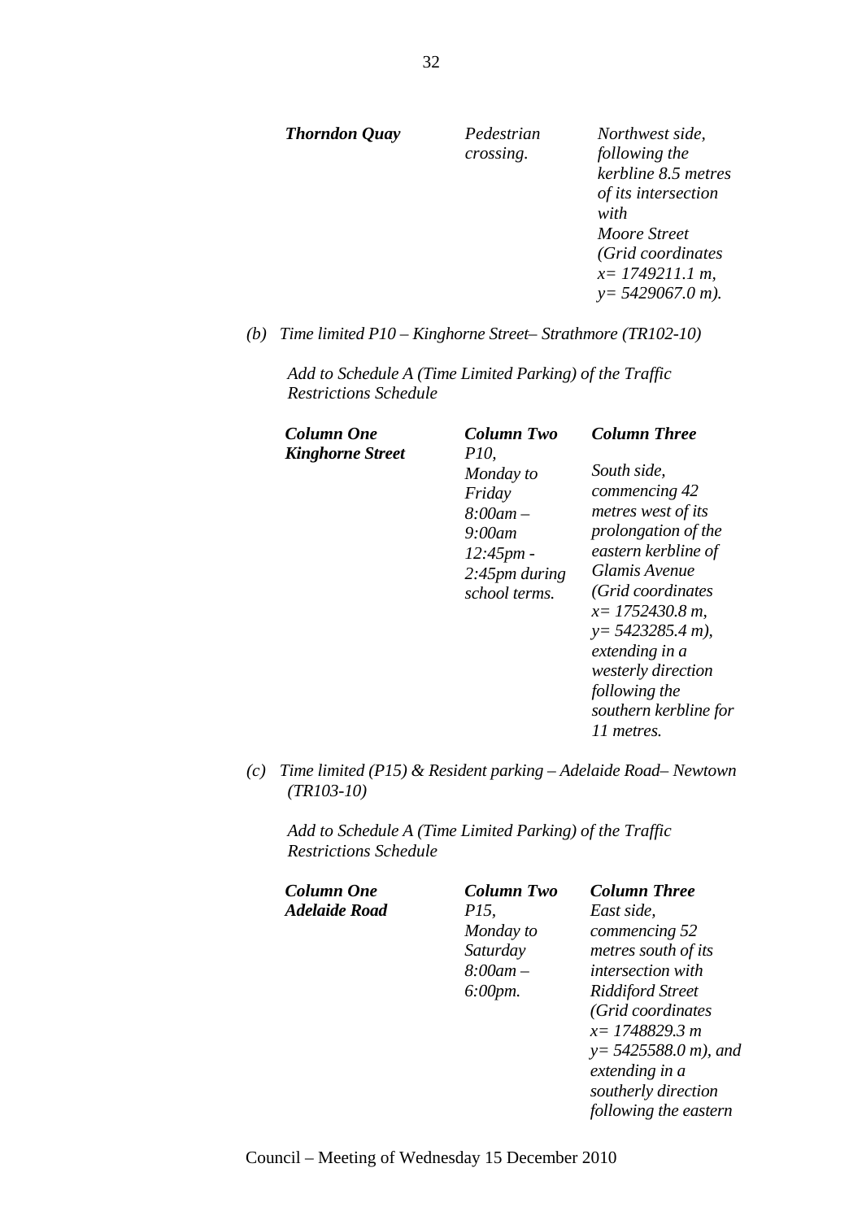| | | |
|---|---|---|
| ***Thorndon Quay*** | *Pedestrian crossing.* | *Northwest side, following the kerbline 8.5 metres of its intersection with Moore Street (Grid coordinates x= 1749211.1 m, y= 5429067.0 m).* |

*(b) Time limited P10 – Kinghorne Street– Strathmore (TR102-10)*

*Add to Schedule A (Time Limited Parking) of the Traffic Restrictions Schedule*

| ***Column One*** | ***Column Two*** | ***Column Three*** |
|---|---|---|
| ***Kinghorne Street*** | *P10, Monday to Friday 8:00am – 9:00am 12:45pm - 2:45pm during school terms.* | *South side, commencing 42 metres west of its prolongation of the eastern kerbline of Glamis Avenue (Grid coordinates x= 1752430.8 m, y= 5423285.4 m), extending in a westerly direction following the southern kerbline for 11 metres.* |

*(c) Time limited (P15) & Resident parking – Adelaide Road– Newtown (TR103-10)*

*Add to Schedule A (Time Limited Parking) of the Traffic Restrictions Schedule*

| ***Column One*** | ***Column Two*** | ***Column Three*** |
|---|---|---|
| ***Adelaide Road*** | *P15, Monday to Saturday 8:00am – 6:00pm.* | *East side, commencing 52 metres south of its intersection with Riddiford Street (Grid coordinates x= 1748829.3 m y= 5425588.0 m), and extending in a southerly direction following the eastern* |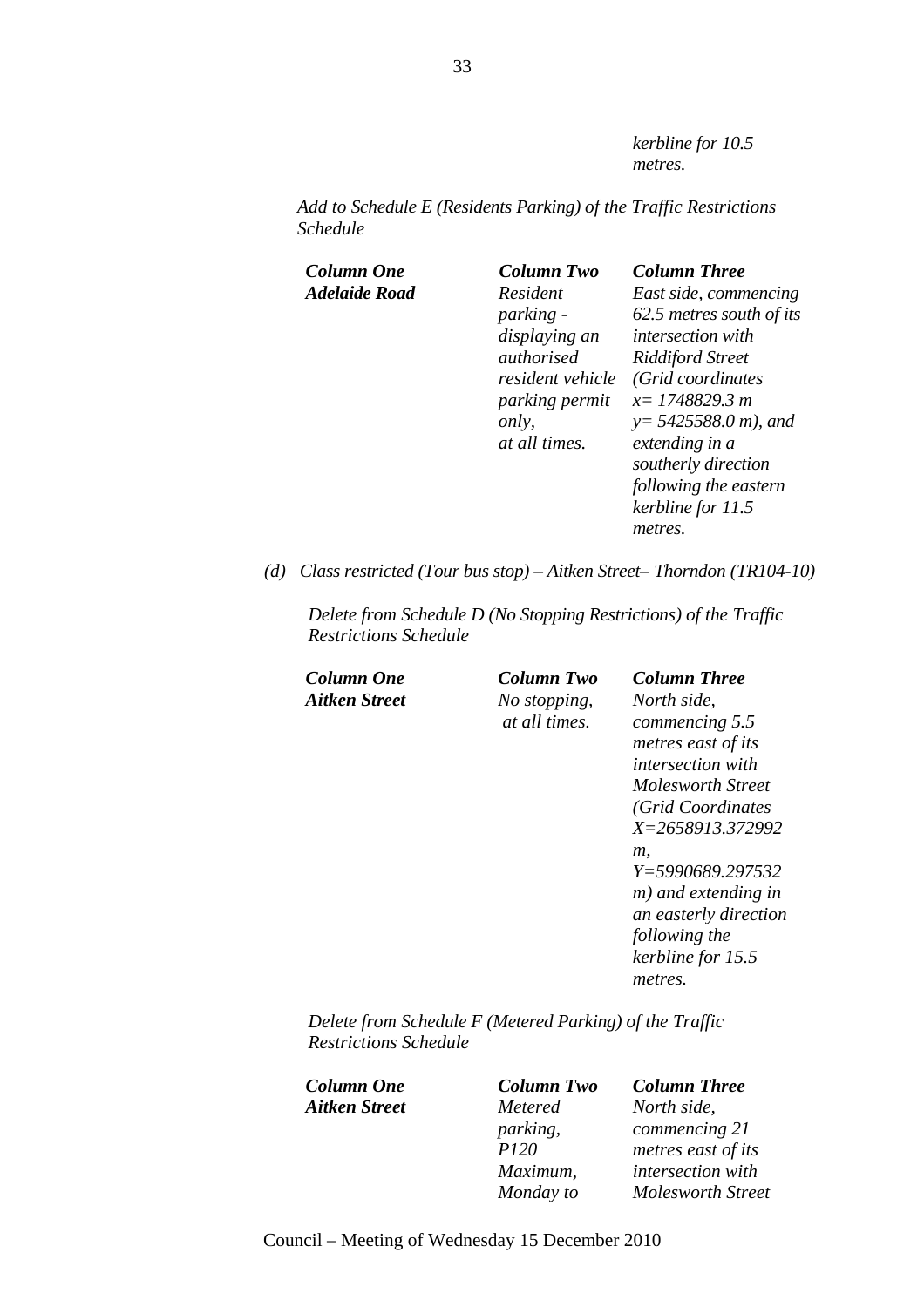*kerbline for 10.5 metres.*

*Add to Schedule E (Residents Parking) of the Traffic Restrictions Schedule*

| ***Column One*** | ***Column Two*** | ***Column Three*** |
|---|---|---|
| ***Adelaide Road*** | *Resident parking - displaying an authorised resident vehicle parking permit only, at all times.* | *East side, commencing 62.5 metres south of its intersection with Riddiford Street (Grid coordinates x= 1748829.3 m y= 5425588.0 m), and extending in a southerly direction following the eastern kerbline for 11.5 metres.* |

*(d) Class restricted (Tour bus stop) – Aitken Street– Thorndon (TR104-10)*

*Delete from Schedule D (No Stopping Restrictions) of the Traffic Restrictions Schedule*

| ***Column One*** | ***Column Two*** | ***Column Three*** |
|---|---|---|
| ***Aitken Street*** | *No stopping, at all times.* | *North side, commencing 5.5 metres east of its intersection with Molesworth Street (Grid Coordinates X=2658913.372992 m, Y=5990689.297532 m) and extending in an easterly direction following the kerbline for 15.5 metres.* |

*Delete from Schedule F (Metered Parking) of the Traffic Restrictions Schedule*

| ***Column One*** | ***Column Two*** | ***Column Three*** |
|---|---|---|
| ***Aitken Street*** | *Metered parking, P120 Maximum, Monday to* | *North side, commencing 21 metres east of its intersection with Molesworth Street* |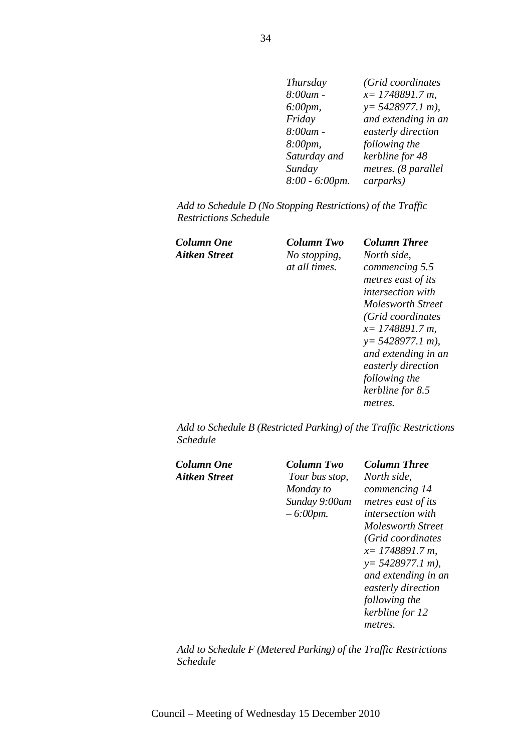| | | |
|---|---|---|
| | *Thursday 8:00am - 6:00pm, Friday 8:00am - 8:00pm, Saturday and Sunday 8:00 - 6:00pm.* | *(Grid coordinates x= 1748891.7 m, y= 5428977.1 m), and extending in an easterly direction following the kerbline for 48 metres. (8 parallel carparks)* |

*Add to Schedule D (No Stopping Restrictions) of the Traffic Restrictions Schedule*

| ***Column One*** | ***Column Two*** | ***Column Three*** |
|---|---|---|
| ***Aitken Street*** | *No stopping, at all times.* | *North side, commencing 5.5 metres east of its intersection with Molesworth Street (Grid coordinates x= 1748891.7 m, y= 5428977.1 m), and extending in an easterly direction following the kerbline for 8.5 metres.* |

*Add to Schedule B (Restricted Parking) of the Traffic Restrictions Schedule*

| ***Column One*** | ***Column Two*** | ***Column Three*** |
|---|---|---|
| ***Aitken Street*** | *Tour bus stop, Monday to Sunday 9:00am – 6:00pm.* | *North side, commencing 14 metres east of its intersection with Molesworth Street (Grid coordinates x= 1748891.7 m, y= 5428977.1 m), and extending in an easterly direction following the kerbline for 12 metres.* |

*Add to Schedule F (Metered Parking) of the Traffic Restrictions Schedule*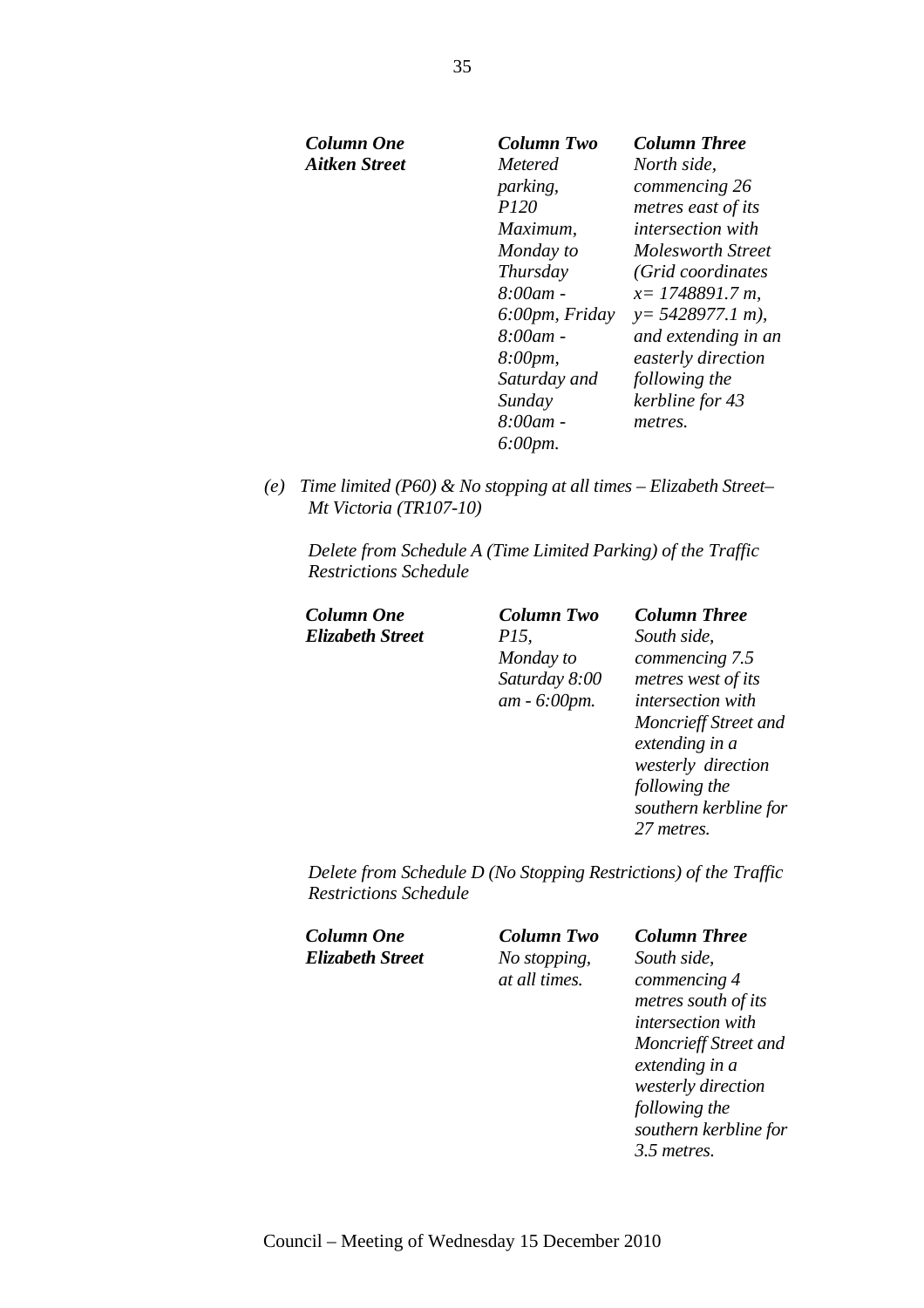| *Column One* | *Column Two* | *Column Three* |
|---|---|---|
| ***Aitken Street*** | *Metered parking, P120 Maximum, Monday to Thursday 8:00am - 6:00pm, Friday 8:00am - 8:00pm, Saturday and Sunday 8:00am - 6:00pm.* | *North side, commencing 26 metres east of its intersection with Molesworth Street (Grid coordinates x= 1748891.7 m, y= 5428977.1 m), and extending in an easterly direction following the kerbline for 43 metres.* |

*(e) Time limited (P60) & No stopping at all times – Elizabeth Street– Mt Victoria (TR107-10)*

*Delete from Schedule A (Time Limited Parking) of the Traffic Restrictions Schedule*

| *Column One* | *Column Two* | *Column Three* |
|---|---|---|
| ***Elizabeth Street*** | *P15, Monday to Saturday 8:00 am - 6:00pm.* | *South side, commencing 7.5 metres west of its intersection with Moncrieff Street and extending in a westerly direction following the southern kerbline for 27 metres.* |

*Delete from Schedule D (No Stopping Restrictions) of the Traffic Restrictions Schedule*

| *Column One* | *Column Two* | *Column Three* |
|---|---|---|
| ***Elizabeth Street*** | *No stopping, at all times.* | *South side, commencing 4 metres south of its intersection with Moncrieff Street and extending in a westerly direction following the southern kerbline for 3.5 metres.* |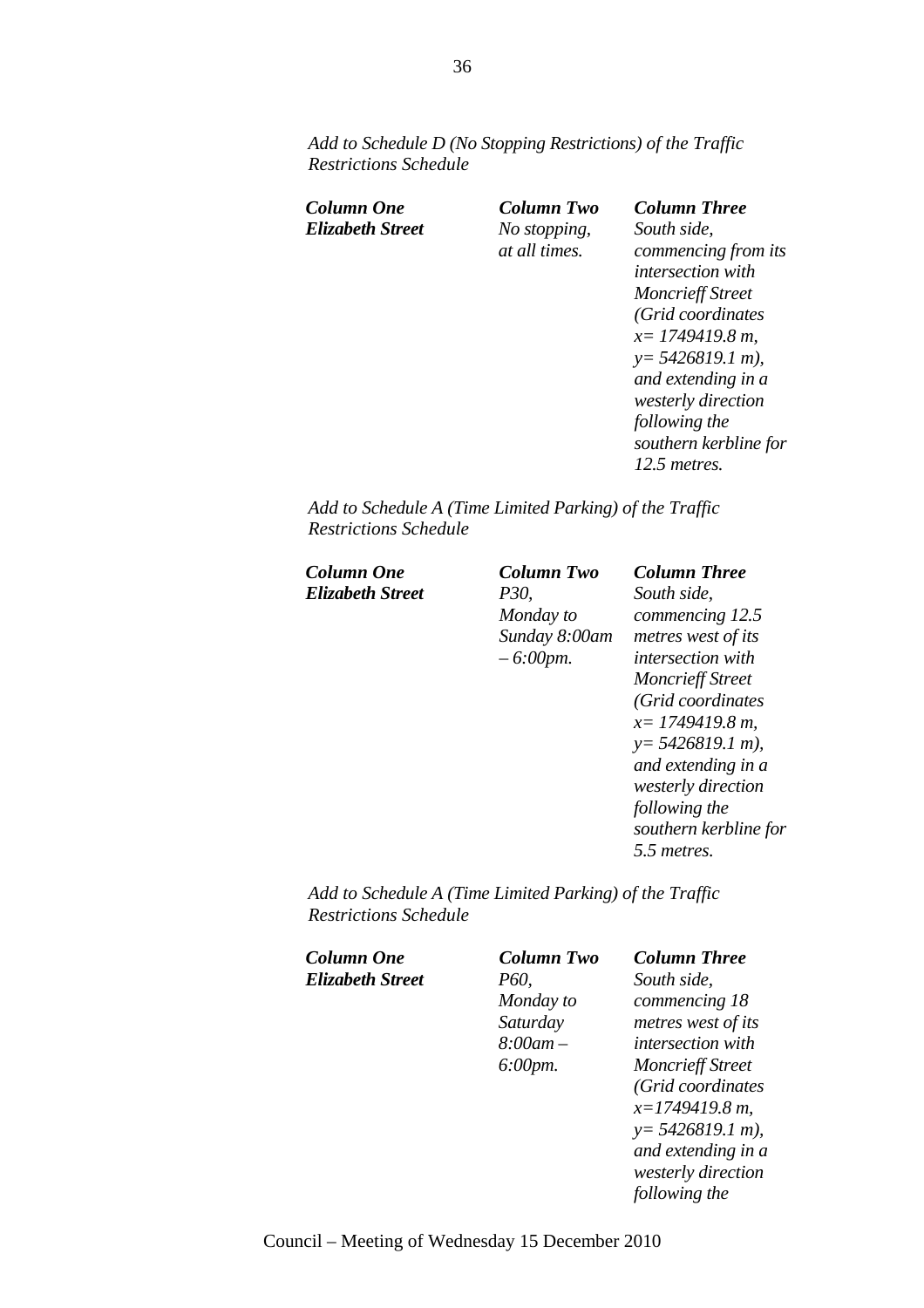*Add to Schedule D (No Stopping Restrictions) of the Traffic Restrictions Schedule*

| ***Column One*** | ***Column Two*** | ***Column Three*** |
|---|---|---|
| ***Elizabeth Street*** | *No stopping, at all times.* | *South side, commencing from its intersection with Moncrieff Street (Grid coordinates x= 1749419.8 m, y= 5426819.1 m), and extending in a westerly direction following the southern kerbline for 12.5 metres.* |

*Add to Schedule A (Time Limited Parking) of the Traffic Restrictions Schedule*

| ***Column One*** | ***Column Two*** | ***Column Three*** |
|---|---|---|
| ***Elizabeth Street*** | *P30, Monday to Sunday 8:00am – 6:00pm.* | *South side, commencing 12.5 metres west of its intersection with Moncrieff Street (Grid coordinates x= 1749419.8 m, y= 5426819.1 m), and extending in a westerly direction following the southern kerbline for 5.5 metres.* |

*Add to Schedule A (Time Limited Parking) of the Traffic Restrictions Schedule*

| ***Column One*** | ***Column Two*** | ***Column Three*** |
|---|---|---|
| ***Elizabeth Street*** | *P60, Monday to Saturday 8:00am – 6:00pm.* | *South side, commencing 18 metres west of its intersection with Moncrieff Street (Grid coordinates x=1749419.8 m, y= 5426819.1 m), and extending in a westerly direction following the* |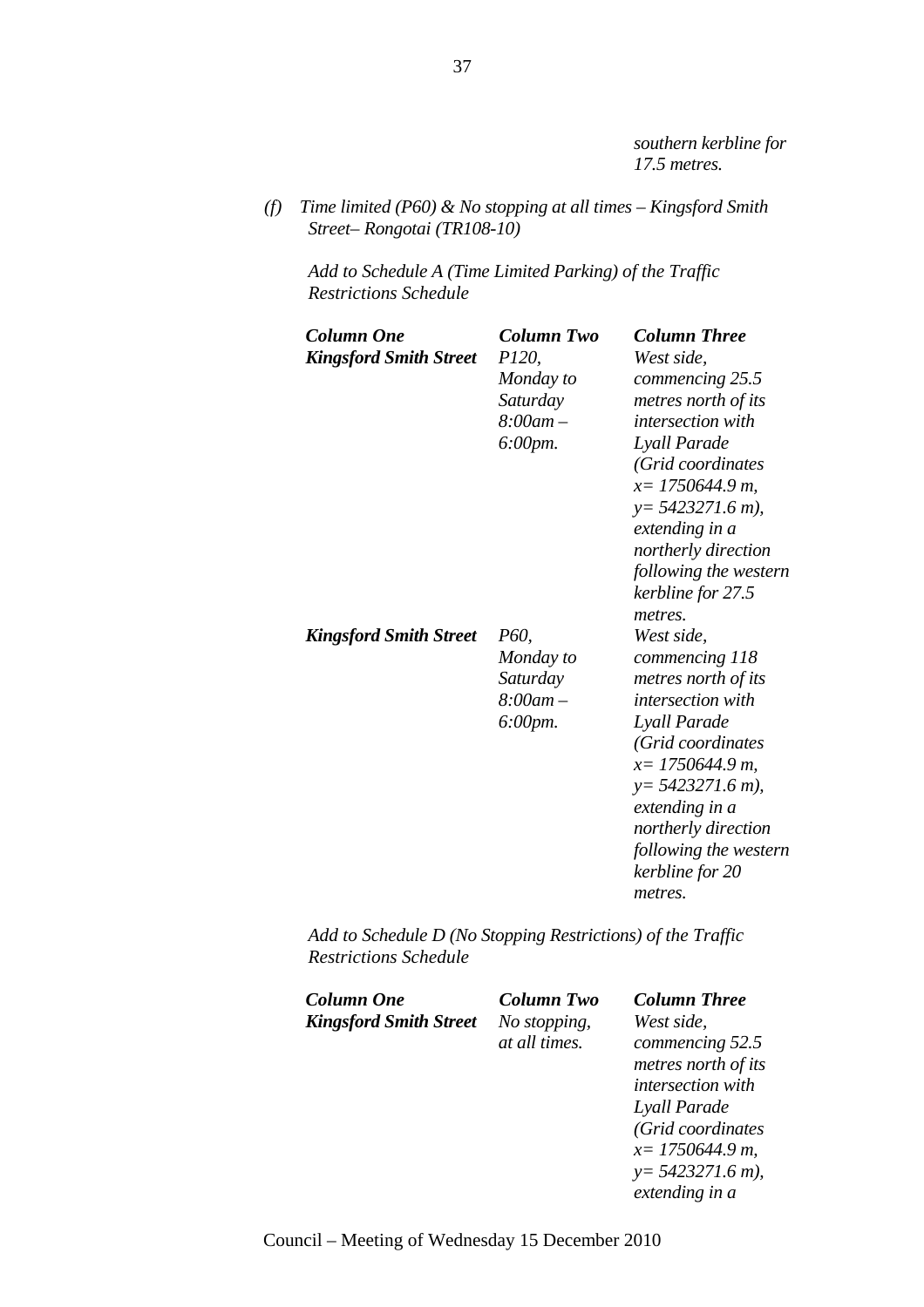*southern kerbline for 17.5 metres.*

*(f) Time limited (P60) & No stopping at all times – Kingsford Smith Street– Rongotai (TR108-10)*

*Add to Schedule A (Time Limited Parking) of the Traffic Restrictions Schedule*

| ***Column One*** | ***Column Two*** | ***Column Three*** |
|---|---|---|
| ***Kingsford Smith Street*** | *P120, Monday to Saturday 8:00am – 6:00pm.* | *West side, commencing 25.5 metres north of its intersection with Lyall Parade (Grid coordinates x= 1750644.9 m, y= 5423271.6 m), extending in a northerly direction following the western kerbline for 27.5 metres.* |
| ***Kingsford Smith Street*** | *P60, Monday to Saturday 8:00am – 6:00pm.* | *West side, commencing 118 metres north of its intersection with Lyall Parade (Grid coordinates x= 1750644.9 m, y= 5423271.6 m), extending in a northerly direction following the western kerbline for 20 metres.* |

*Add to Schedule D (No Stopping Restrictions) of the Traffic Restrictions Schedule*

| ***Column One*** | ***Column Two*** | ***Column Three*** |
|---|---|---|
| ***Kingsford Smith Street*** | *No stopping, at all times.* | *West side, commencing 52.5 metres north of its intersection with Lyall Parade (Grid coordinates x= 1750644.9 m, y= 5423271.6 m), extending in a* |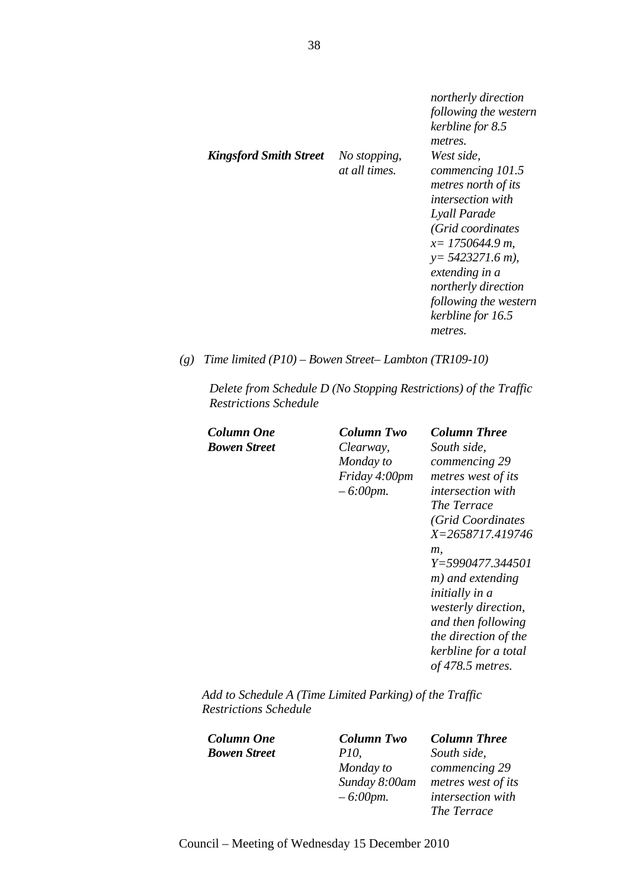| | | |
|---|---|---|
| | | *northerly direction following the western kerbline for 8.5 metres.* |
| ***Kingsford Smith Street*** | *No stopping, at all times.* | *West side, commencing 101.5 metres north of its intersection with Lyall Parade (Grid coordinates x= 1750644.9 m, y= 5423271.6 m), extending in a northerly direction following the western kerbline for 16.5 metres.* |

*(g) Time limited (P10) – Bowen Street– Lambton (TR109-10)*

*Delete from Schedule D (No Stopping Restrictions) of the Traffic Restrictions Schedule*

| ***Column One*** | ***Column Two*** | ***Column Three*** |
|---|---|---|
| ***Bowen Street*** | *Clearway, Monday to Friday 4:00pm – 6:00pm.* | *South side, commencing 29 metres west of its intersection with The Terrace (Grid Coordinates X=2658717.419746 m, Y=5990477.344501 m) and extending initially in a westerly direction, and then following the direction of the kerbline for a total of 478.5 metres.* |

*Add to Schedule A (Time Limited Parking) of the Traffic Restrictions Schedule*

| ***Column One*** | ***Column Two*** | ***Column Three*** |
|---|---|---|
| ***Bowen Street*** | *P10, Monday to Sunday 8:00am – 6:00pm.* | *South side, commencing 29 metres west of its intersection with The Terrace* |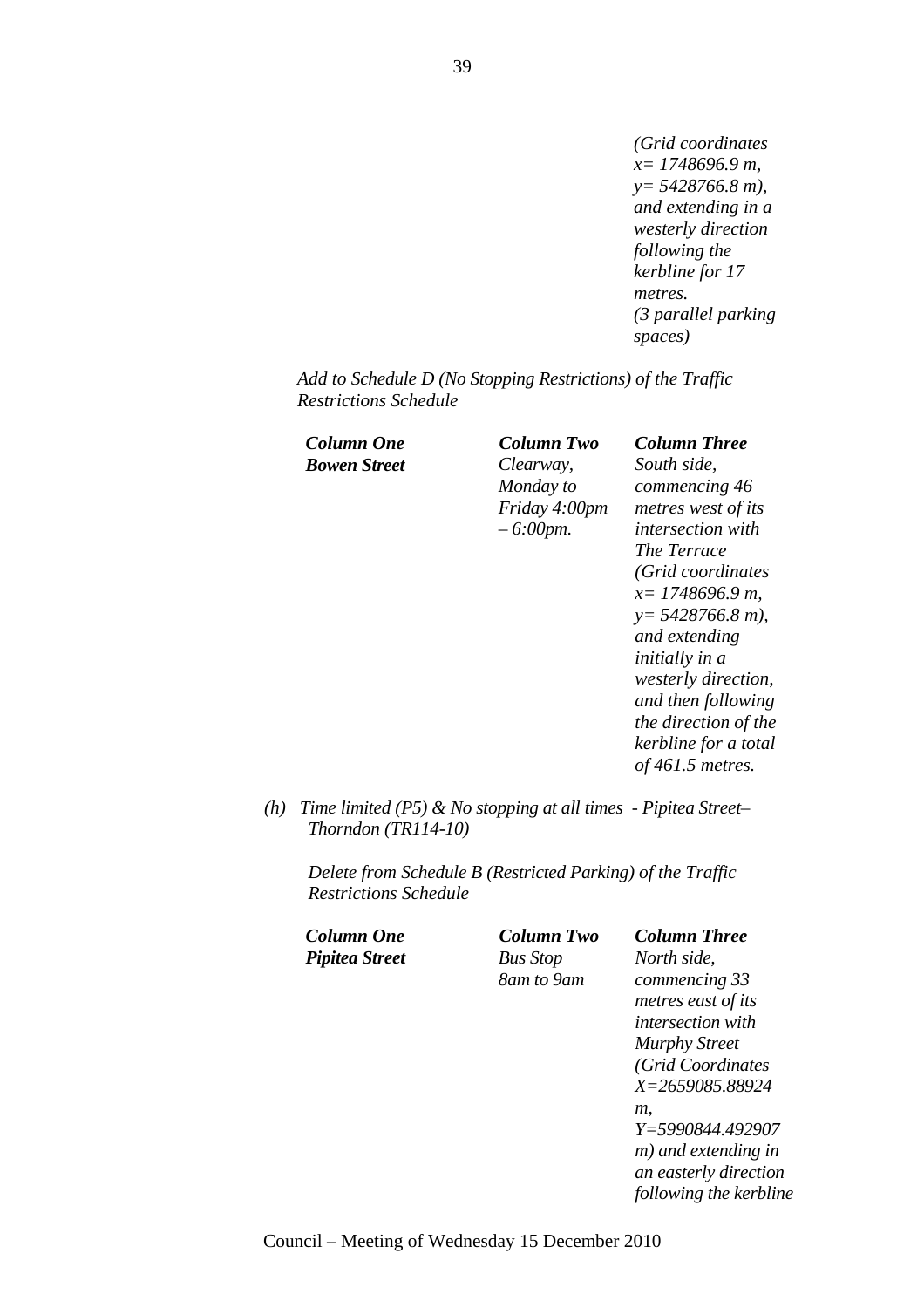*(Grid coordinates x= 1748696.9 m, y= 5428766.8 m), and extending in a westerly direction following the kerbline for 17 metres. (3 parallel parking spaces)*

*Add to Schedule D (No Stopping Restrictions) of the Traffic Restrictions Schedule*

| ***Column One*** | ***Column Two*** | ***Column Three*** |
|---|---|---|
| ***Bowen Street*** | *Clearway, Monday to Friday 4:00pm – 6:00pm.* | *South side, commencing 46 metres west of its intersection with The Terrace (Grid coordinates x= 1748696.9 m, y= 5428766.8 m), and extending initially in a westerly direction, and then following the direction of the kerbline for a total of 461.5 metres.* |

*(h) Time limited (P5) & No stopping at all times - Pipitea Street– Thorndon (TR114-10)*

*Delete from Schedule B (Restricted Parking) of the Traffic Restrictions Schedule*

| ***Column One*** | ***Column Two*** | ***Column Three*** |
|---|---|---|
| ***Pipitea Street*** | *Bus Stop 8am to 9am* | *North side, commencing 33 metres east of its intersection with Murphy Street (Grid Coordinates X=2659085.88924 m, Y=5990844.492907 m) and extending in an easterly direction following the kerbline* |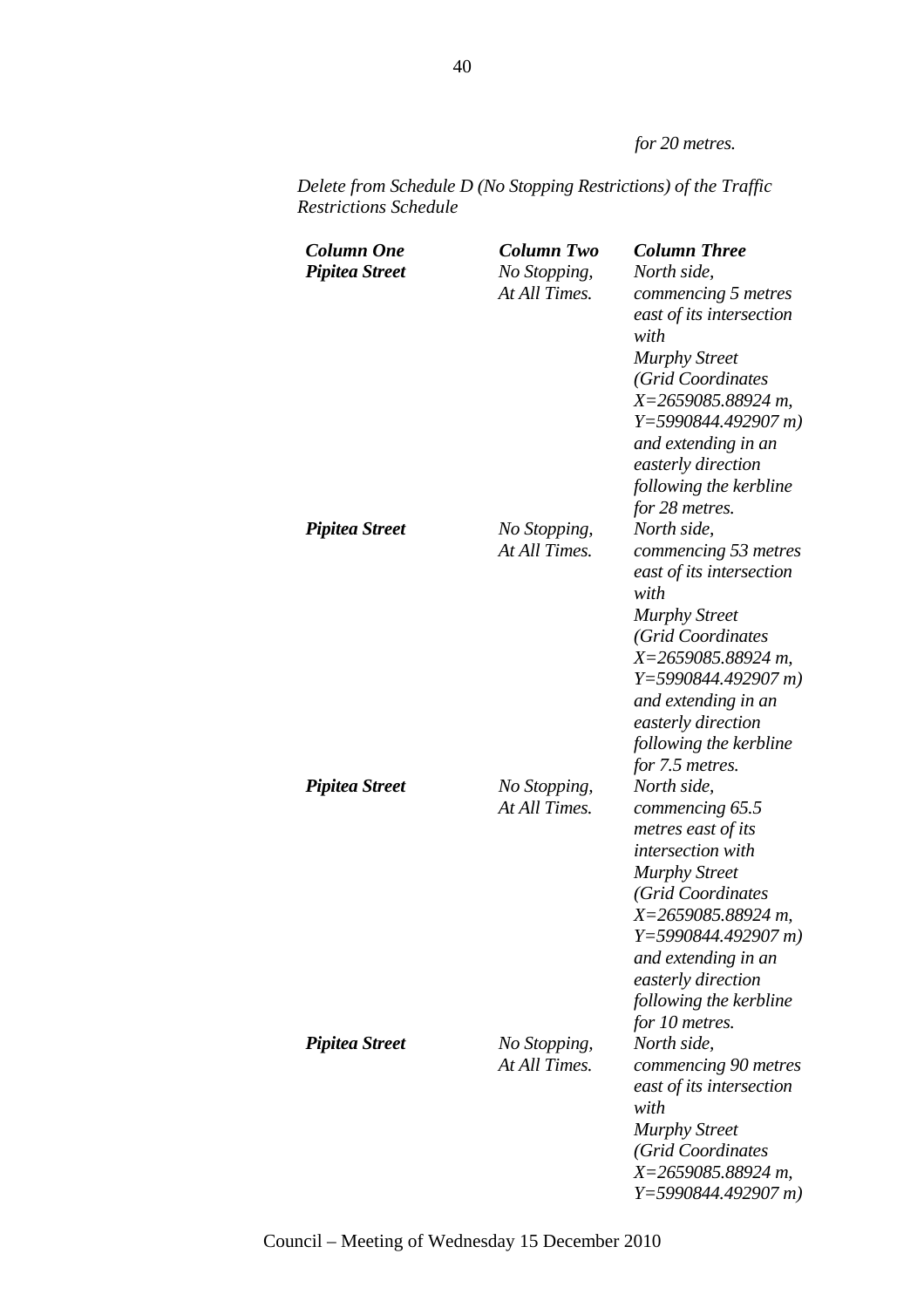*for 20 metres.*

*Delete from Schedule D (No Stopping Restrictions) of the Traffic Restrictions Schedule*

| ***Column One*** | ***Column Two*** | ***Column Three*** |
|---|---|---|
| ***Pipitea Street*** | *No Stopping, At All Times.* | *North side, commencing 5 metres east of its intersection with Murphy Street (Grid Coordinates X=2659085.88924 m, Y=5990844.492907 m) and extending in an easterly direction following the kerbline for 28 metres.* |
| ***Pipitea Street*** | *No Stopping, At All Times.* | *North side, commencing 53 metres east of its intersection with Murphy Street (Grid Coordinates X=2659085.88924 m, Y=5990844.492907 m) and extending in an easterly direction following the kerbline for 7.5 metres.* |
| ***Pipitea Street*** | *No Stopping, At All Times.* | *North side, commencing 65.5 metres east of its intersection with Murphy Street (Grid Coordinates X=2659085.88924 m, Y=5990844.492907 m) and extending in an easterly direction following the kerbline for 10 metres.* |
| ***Pipitea Street*** | *No Stopping, At All Times.* | *North side, commencing 90 metres east of its intersection with Murphy Street (Grid Coordinates X=2659085.88924 m, Y=5990844.492907 m)* |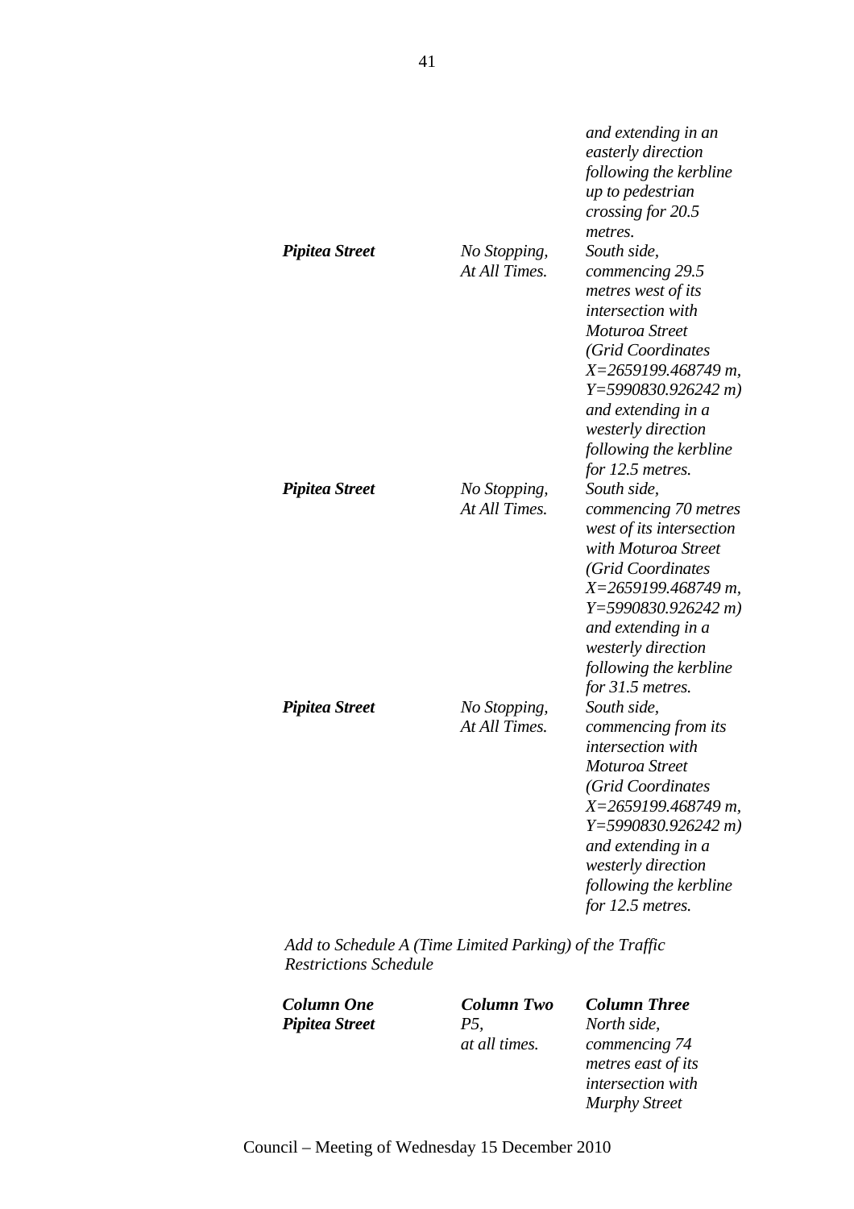| | | |
|---|---|---|
| | | *and extending in an easterly direction following the kerbline up to pedestrian crossing for 20.5 metres.* |
| ***Pipitea Street*** | *No Stopping, At All Times.* | *South side, commencing 29.5 metres west of its intersection with Moturoa Street (Grid Coordinates X=2659199.468749 m, Y=5990830.926242 m) and extending in a westerly direction following the kerbline for 12.5 metres.* |
| ***Pipitea Street*** | *No Stopping, At All Times.* | *South side, commencing 70 metres west of its intersection with Moturoa Street (Grid Coordinates X=2659199.468749 m, Y=5990830.926242 m) and extending in a westerly direction following the kerbline for 31.5 metres.* |
| ***Pipitea Street*** | *No Stopping, At All Times.* | *South side, commencing from its intersection with Moturoa Street (Grid Coordinates X=2659199.468749 m, Y=5990830.926242 m) and extending in a westerly direction following the kerbline for 12.5 metres.* |

*Add to Schedule A (Time Limited Parking) of the Traffic Restrictions Schedule*

| ***Column One*** | ***Column Two*** | ***Column Three*** |
|---|---|---|
| ***Pipitea Street*** | *P5, at all times.* | *North side, commencing 74 metres east of its intersection with Murphy Street* |

Council – Meeting of Wednesday 15 December 2010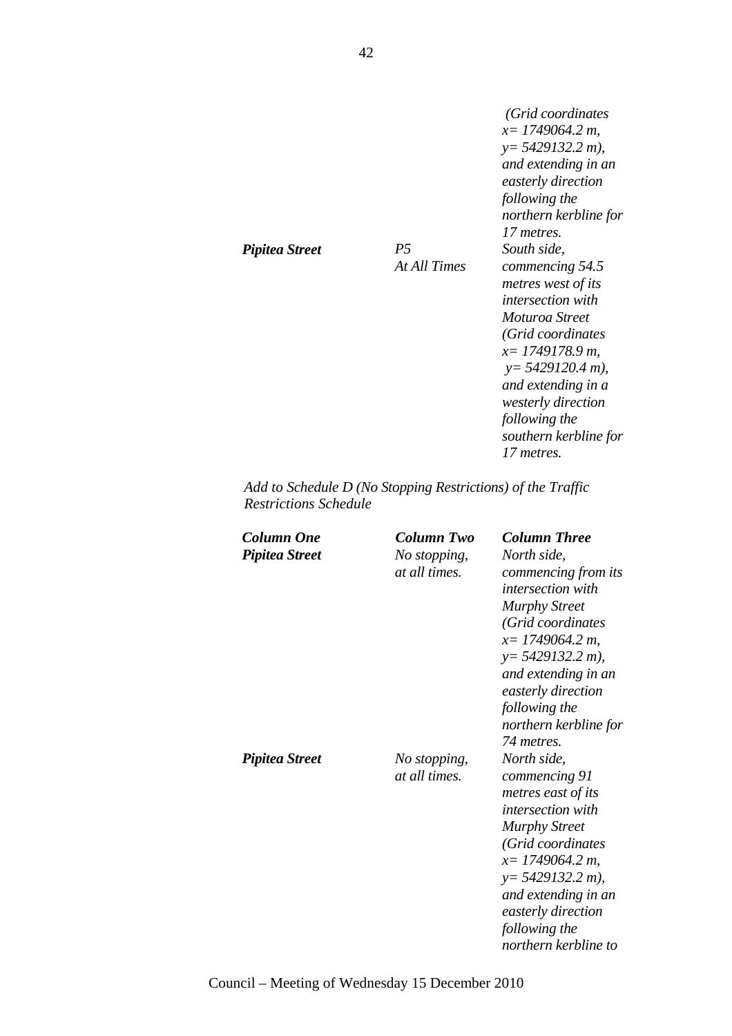| | | (Grid coordinates x= 1749064.2 m, y= 5429132.2 m), and extending in an easterly direction following the northern kerbline for 17 metres. |
|---|---|---|
| ***Pipitea Street*** | *P5 At All Times* | *South side, commencing 54.5 metres west of its intersection with Moturoa Street (Grid coordinates x= 1749178.9 m, y= 5429120.4 m), and extending in a westerly direction following the southern kerbline for 17 metres.* |

*Add to Schedule D (No Stopping Restrictions) of the Traffic Restrictions Schedule*

| ***Column One*** | ***Column Two*** | ***Column Three*** |
|---|---|---|
| ***Pipitea Street*** | *No stopping, at all times.* | *North side, commencing from its intersection with Murphy Street (Grid coordinates x= 1749064.2 m, y= 5429132.2 m), and extending in an easterly direction following the northern kerbline for 74 metres.* |
| ***Pipitea Street*** | *No stopping, at all times.* | *North side, commencing 91 metres east of its intersection with Murphy Street (Grid coordinates x= 1749064.2 m, y= 5429132.2 m), and extending in an easterly direction following the northern kerbline to* |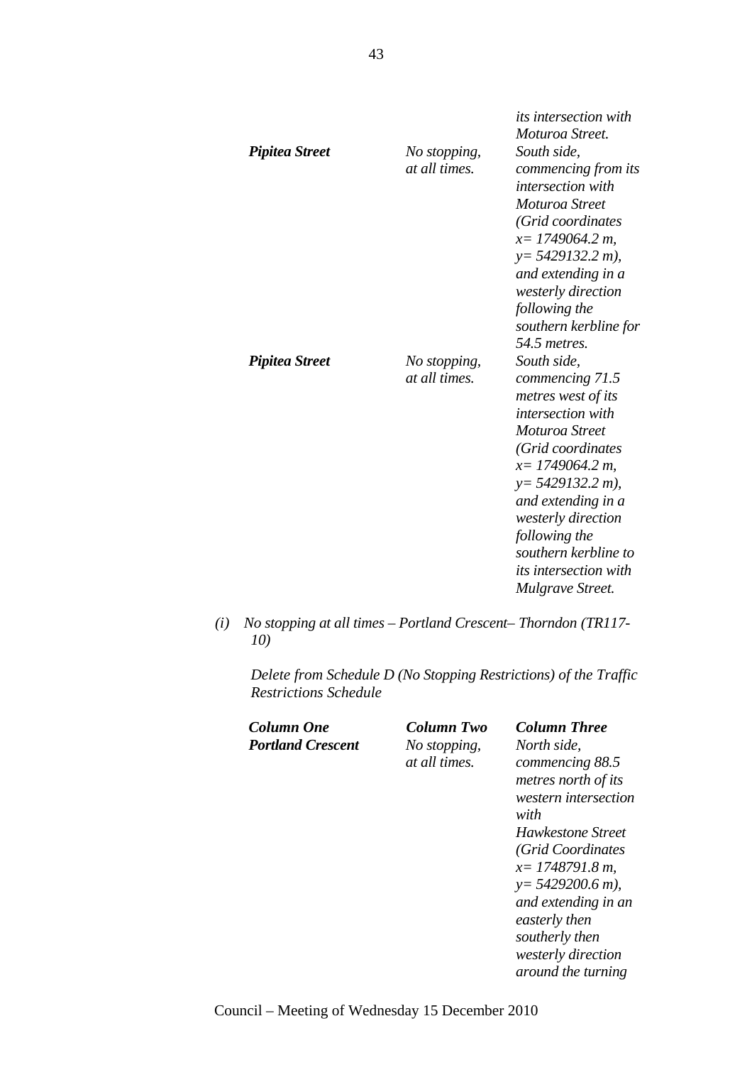| | | |
|---|---|---|
| | | *its intersection with Moturoa Street.* |
| ***Pipitea Street*** | *No stopping, at all times.* | *South side, commencing from its intersection with Moturoa Street (Grid coordinates x= 1749064.2 m, y= 5429132.2 m), and extending in a westerly direction following the southern kerbline for 54.5 metres.* |
| ***Pipitea Street*** | *No stopping, at all times.* | *South side, commencing 71.5 metres west of its intersection with Moturoa Street (Grid coordinates x= 1749064.2 m, y= 5429132.2 m), and extending in a westerly direction following the southern kerbline to its intersection with Mulgrave Street.* |

*(i) No stopping at all times – Portland Crescent– Thorndon (TR117-10)*

*Delete from Schedule D (No Stopping Restrictions) of the Traffic Restrictions Schedule*

| ***Column One*** | ***Column Two*** | ***Column Three*** |
|---|---|---|
| ***Portland Crescent*** | *No stopping, at all times.* | *North side, commencing 88.5 metres north of its western intersection with Hawkestone Street (Grid Coordinates x= 1748791.8 m, y= 5429200.6 m), and extending in an easterly then southerly then westerly direction around the turning* |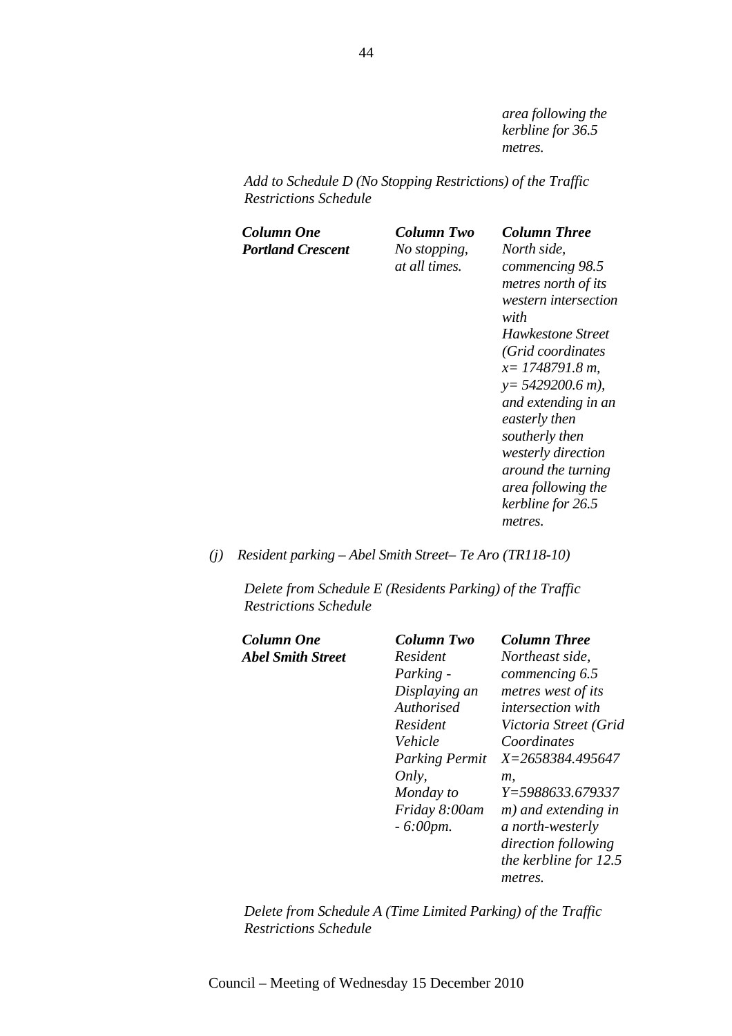*area following the kerbline for 36.5 metres.*

*Add to Schedule D (No Stopping Restrictions) of the Traffic Restrictions Schedule*

| ***Column One*** | ***Column Two*** | ***Column Three*** |
|---|---|---|
| ***Portland Crescent*** | *No stopping, at all times.* | *North side, commencing 98.5 metres north of its western intersection with Hawkestone Street (Grid coordinates x= 1748791.8 m, y= 5429200.6 m), and extending in an easterly then southerly then westerly direction around the turning area following the kerbline for 26.5 metres.* |

*(j) Resident parking – Abel Smith Street– Te Aro (TR118-10)*

*Delete from Schedule E (Residents Parking) of the Traffic Restrictions Schedule*

| ***Column One*** | ***Column Two*** | ***Column Three*** |
|---|---|---|
| ***Abel Smith Street*** | *Resident Parking - Displaying an Authorised Resident Vehicle Parking Permit Only, Monday to Friday 8:00am - 6:00pm.* | *Northeast side, commencing 6.5 metres west of its intersection with Victoria Street (Grid Coordinates X=2658384.495647 m, Y=5988633.679337 m) and extending in a north-westerly direction following the kerbline for 12.5 metres.* |

*Delete from Schedule A (Time Limited Parking) of the Traffic Restrictions Schedule*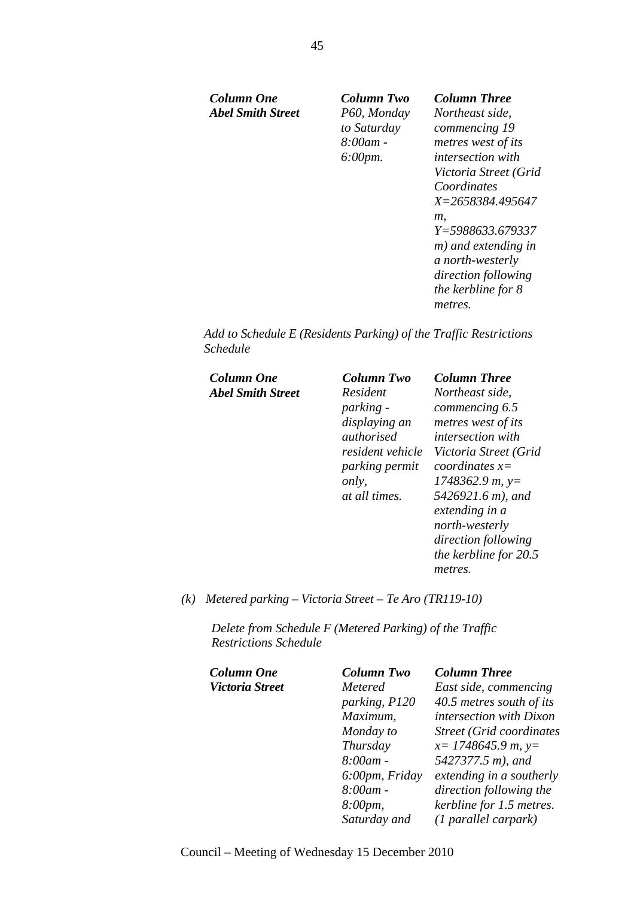| *Column One* | *Column Two* | *Column Three* |
|---|---|---|
| ***Abel Smith Street*** | *P60, Monday to Saturday 8:00am - 6:00pm.* | *Northeast side, commencing 19 metres west of its intersection with Victoria Street (Grid Coordinates X=2658384.495647 m, Y=5988633.679337 m) and extending in a north-westerly direction following the kerbline for 8 metres.* |

*Add to Schedule E (Residents Parking) of the Traffic Restrictions Schedule*

| *Column One* | *Column Two* | *Column Three* |
|---|---|---|
| ***Abel Smith Street*** | *Resident parking - displaying an authorised resident vehicle parking permit only, at all times.* | *Northeast side, commencing 6.5 metres west of its intersection with Victoria Street (Grid coordinates x= 1748362.9 m, y= 5426921.6 m), and extending in a north-westerly direction following the kerbline for 20.5 metres.* |

*(k) Metered parking – Victoria Street – Te Aro (TR119-10)*

*Delete from Schedule F (Metered Parking) of the Traffic Restrictions Schedule*

| *Column One* | *Column Two* | *Column Three* |
|---|---|---|
| ***Victoria Street*** | *Metered parking, P120 Maximum, Monday to Thursday 8:00am - 6:00pm, Friday 8:00am - 8:00pm, Saturday and* | *East side, commencing 40.5 metres south of its intersection with Dixon Street (Grid coordinates x= 1748645.9 m, y= 5427377.5 m), and extending in a southerly direction following the kerbline for 1.5 metres. (1 parallel carpark)* |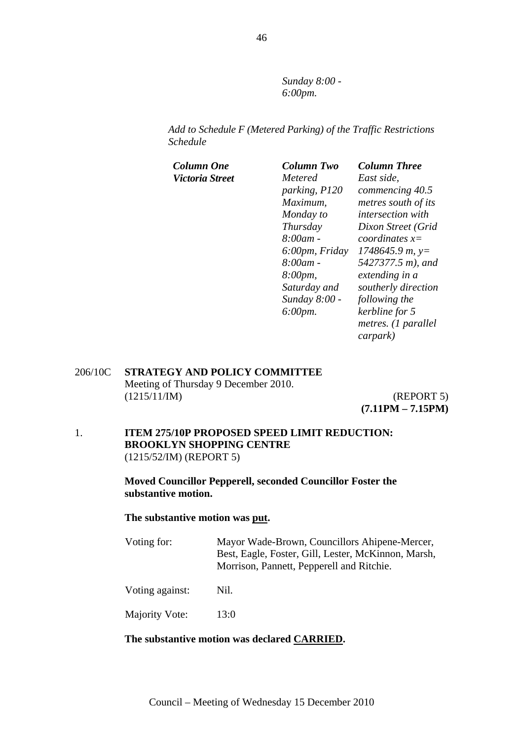*Sunday 8:00 - 6:00pm.*

*Add to Schedule F (Metered Parking) of the Traffic Restrictions Schedule*

| *Column One* | *Column Two* | *Column Three* |
|---|---|---|
| *Victoria Street* | *Metered parking, P120 Maximum, Monday to Thursday 8:00am - 6:00pm, Friday 8:00am - 8:00pm, Saturday and Sunday 8:00 - 6:00pm.* | *East side, commencing 40.5 metres south of its intersection with Dixon Street (Grid coordinates x= 1748645.9 m, y= 5427377.5 m), and extending in a southerly direction following the kerbline for 5 metres. (1 parallel carpark)* |

206/10C **STRATEGY AND POLICY COMMITTEE**
Meeting of Thursday 9 December 2010.
(1215/11/IM) (REPORT 5)
**(7.11PM – 7.15PM)**

1. **ITEM 275/10P PROPOSED SPEED LIMIT REDUCTION: BROOKLYN SHOPPING CENTRE**
(1215/52/IM) (REPORT 5)

**Moved Councillor Pepperell, seconded Councillor Foster the substantive motion.**

**The substantive motion was put.**

| | |
|---|---|
| Voting for: | Mayor Wade-Brown, Councillors Ahipene-Mercer, Best, Eagle, Foster, Gill, Lester, McKinnon, Marsh, Morrison, Pannett, Pepperell and Ritchie. |
| Voting against: | Nil. |
| Majority Vote: | 13:0 |

**The substantive motion was declared CARRIED.**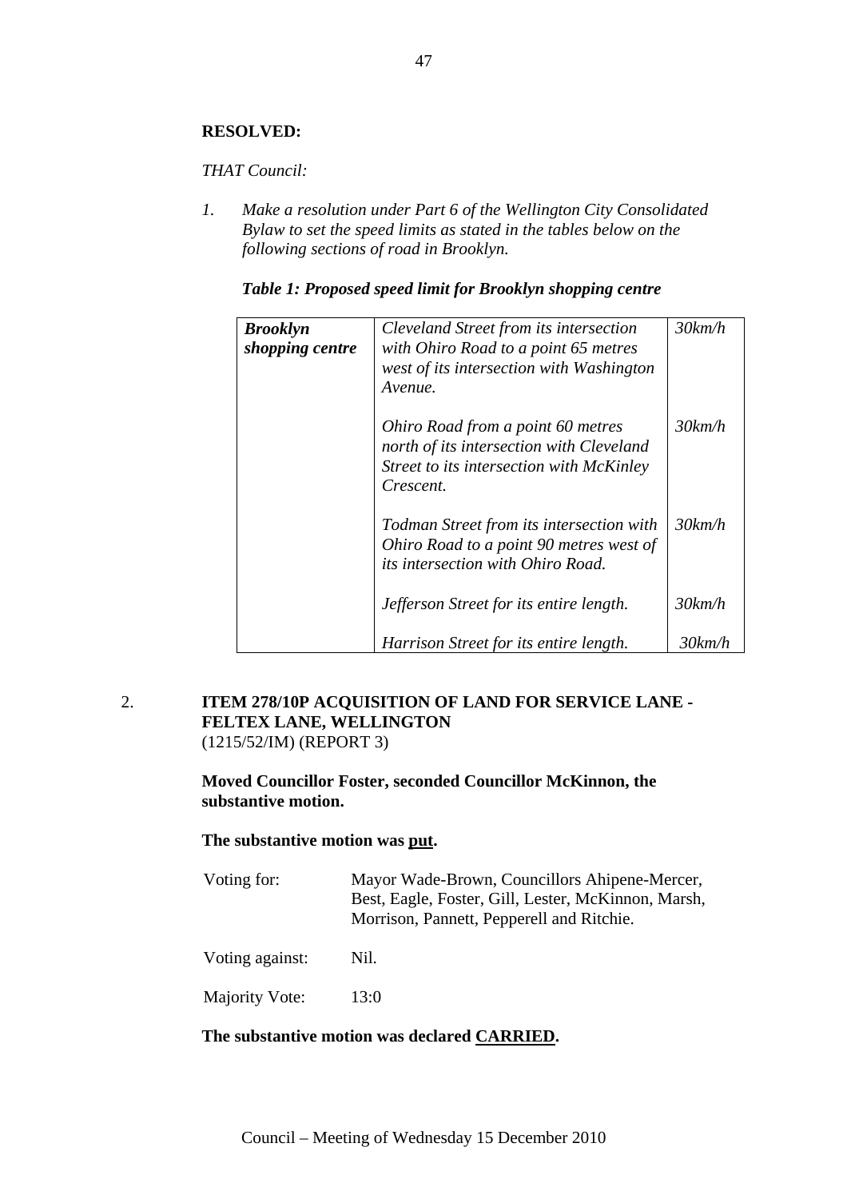**RESOLVED:**

*THAT Council:*

1. *Make a resolution under Part 6 of the Wellington City Consolidated Bylaw to set the speed limits as stated in the tables below on the following sections of road in Brooklyn.*

***Table 1: Proposed speed limit for Brooklyn shopping centre***

| ***Brooklyn shopping centre*** | *Cleveland Street from its intersection with Ohiro Road to a point 65 metres west of its intersection with Washington Avenue.* | *30km/h* |
|---|---|---|
| | *Ohiro Road from a point 60 metres north of its intersection with Cleveland Street to its intersection with McKinley Crescent.* | *30km/h* |
| | *Todman Street from its intersection with Ohiro Road to a point 90 metres west of its intersection with Ohiro Road.* | *30km/h* |
| | *Jefferson Street for its entire length.* | *30km/h* |
| | *Harrison Street for its entire length.* | *30km/h* |

2. **ITEM 278/10P ACQUISITION OF LAND FOR SERVICE LANE - FELTEX LANE, WELLINGTON**
(1215/52/IM) (REPORT 3)

**Moved Councillor Foster, seconded Councillor McKinnon, the substantive motion.**

**The substantive motion was put.**

| | |
|---|---|
| Voting for: | Mayor Wade-Brown, Councillors Ahipene-Mercer, Best, Eagle, Foster, Gill, Lester, McKinnon, Marsh, Morrison, Pannett, Pepperell and Ritchie. |
| Voting against: | Nil. |
| Majority Vote: | 13:0 |

**The substantive motion was declared CARRIED.**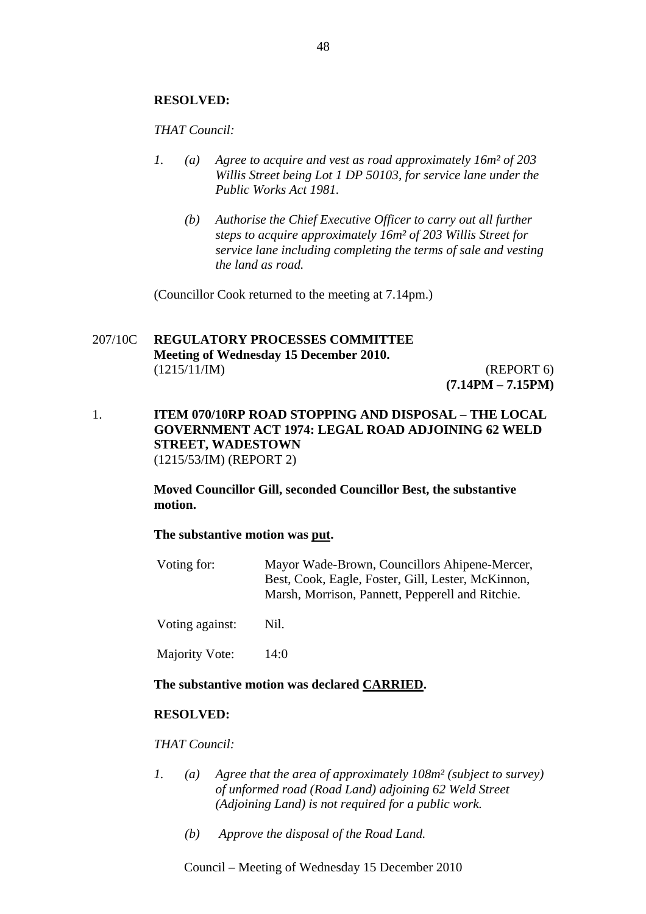**RESOLVED:**

*THAT Council:*

1. *(a) Agree to acquire and vest as road approximately 16m² of 203 Willis Street being Lot 1 DP 50103, for service lane under the Public Works Act 1981.*

   *(b) Authorise the Chief Executive Officer to carry out all further steps to acquire approximately 16m² of 203 Willis Street for service lane including completing the terms of sale and vesting the land as road.*

(Councillor Cook returned to the meeting at 7.14pm.)

207/10C **REGULATORY PROCESSES COMMITTEE**
**Meeting of Wednesday 15 December 2010.**
(1215/11/IM) (REPORT 6)
**(7.14PM – 7.15PM)**

1. **ITEM 070/10RP ROAD STOPPING AND DISPOSAL – THE LOCAL GOVERNMENT ACT 1974: LEGAL ROAD ADJOINING 62 WELD STREET, WADESTOWN**
(1215/53/IM) (REPORT 2)

**Moved Councillor Gill, seconded Councillor Best, the substantive motion.**

**The substantive motion was put.**

| | |
|---|---|
| Voting for: | Mayor Wade-Brown, Councillors Ahipene-Mercer, Best, Cook, Eagle, Foster, Gill, Lester, McKinnon, Marsh, Morrison, Pannett, Pepperell and Ritchie. |
| Voting against: | Nil. |
| Majority Vote: | 14:0 |

**The substantive motion was declared CARRIED.**

**RESOLVED:**

*THAT Council:*

1. *(a) Agree that the area of approximately 108m² (subject to survey) of unformed road (Road Land) adjoining 62 Weld Street (Adjoining Land) is not required for a public work.*

   *(b) Approve the disposal of the Road Land.*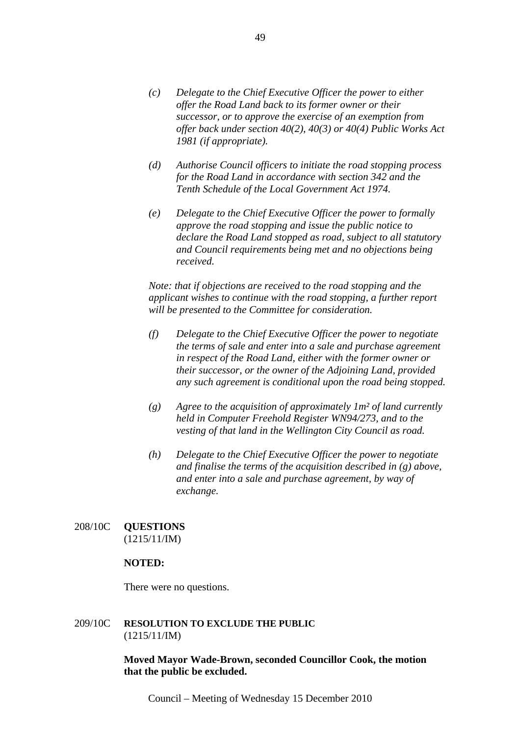*(c) Delegate to the Chief Executive Officer the power to either offer the Road Land back to its former owner or their successor, or to approve the exercise of an exemption from offer back under section 40(2), 40(3) or 40(4) Public Works Act 1981 (if appropriate).*

*(d) Authorise Council officers to initiate the road stopping process for the Road Land in accordance with section 342 and the Tenth Schedule of the Local Government Act 1974.*

*(e) Delegate to the Chief Executive Officer the power to formally approve the road stopping and issue the public notice to declare the Road Land stopped as road, subject to all statutory and Council requirements being met and no objections being received.*

*Note: that if objections are received to the road stopping and the applicant wishes to continue with the road stopping, a further report will be presented to the Committee for consideration.*

*(f) Delegate to the Chief Executive Officer the power to negotiate the terms of sale and enter into a sale and purchase agreement in respect of the Road Land, either with the former owner or their successor, or the owner of the Adjoining Land, provided any such agreement is conditional upon the road being stopped.*

*(g) Agree to the acquisition of approximately 1m² of land currently held in Computer Freehold Register WN94/273, and to the vesting of that land in the Wellington City Council as road.*

*(h) Delegate to the Chief Executive Officer the power to negotiate and finalise the terms of the acquisition described in (g) above, and enter into a sale and purchase agreement, by way of exchange.*

208/10C **QUESTIONS**
(1215/11/IM)

**NOTED:**

There were no questions.

209/10C **RESOLUTION TO EXCLUDE THE PUBLIC**
(1215/11/IM)

**Moved Mayor Wade-Brown, seconded Councillor Cook, the motion that the public be excluded.**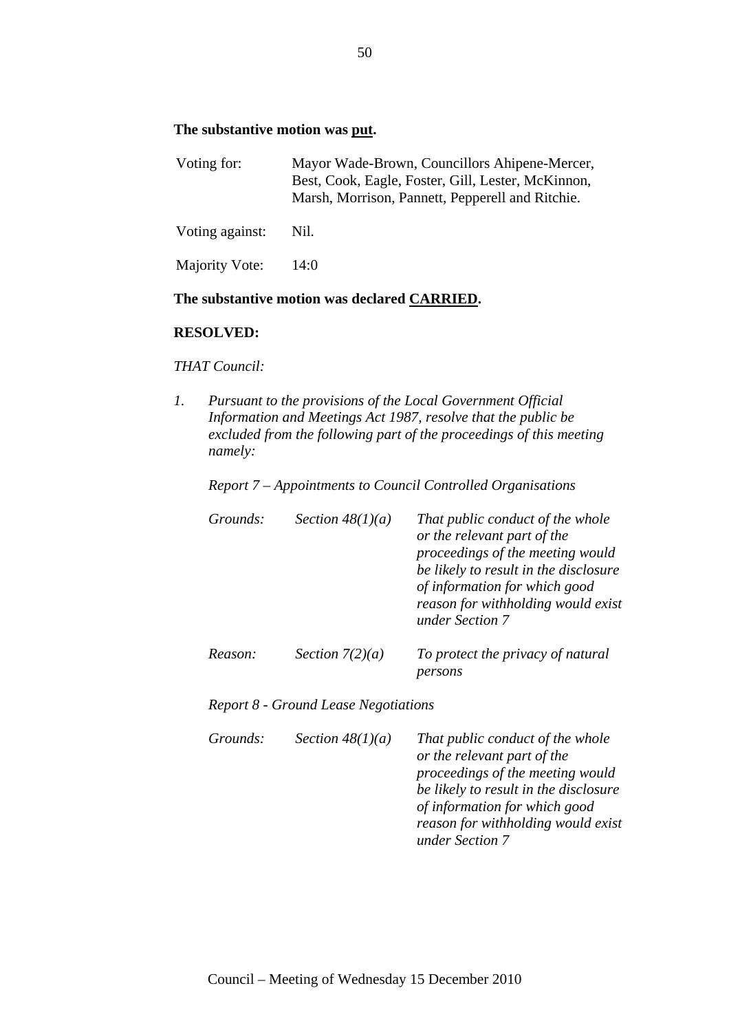**The substantive motion was <u>put</u>.**

| | |
|---|---|
| Voting for: | Mayor Wade-Brown, Councillors Ahipene-Mercer, Best, Cook, Eagle, Foster, Gill, Lester, McKinnon, Marsh, Morrison, Pannett, Pepperell and Ritchie. |
| Voting against: | Nil. |
| Majority Vote: | 14:0 |

**The substantive motion was declared <u>CARRIED</u>.**

**RESOLVED:**

*THAT Council:*

*1. Pursuant to the provisions of the Local Government Official Information and Meetings Act 1987, resolve that the public be excluded from the following part of the proceedings of this meeting namely:*

*Report 7 – Appointments to Council Controlled Organisations*

| | | |
|---|---|---|
| *Grounds:* | *Section 48(1)(a)* | *That public conduct of the whole or the relevant part of the proceedings of the meeting would be likely to result in the disclosure of information for which good reason for withholding would exist under Section 7* |
| *Reason:* | *Section 7(2)(a)* | *To protect the privacy of natural persons* |

*Report 8 - Ground Lease Negotiations*

| | | |
|---|---|---|
| *Grounds:* | *Section 48(1)(a)* | *That public conduct of the whole or the relevant part of the proceedings of the meeting would be likely to result in the disclosure of information for which good reason for withholding would exist under Section 7* |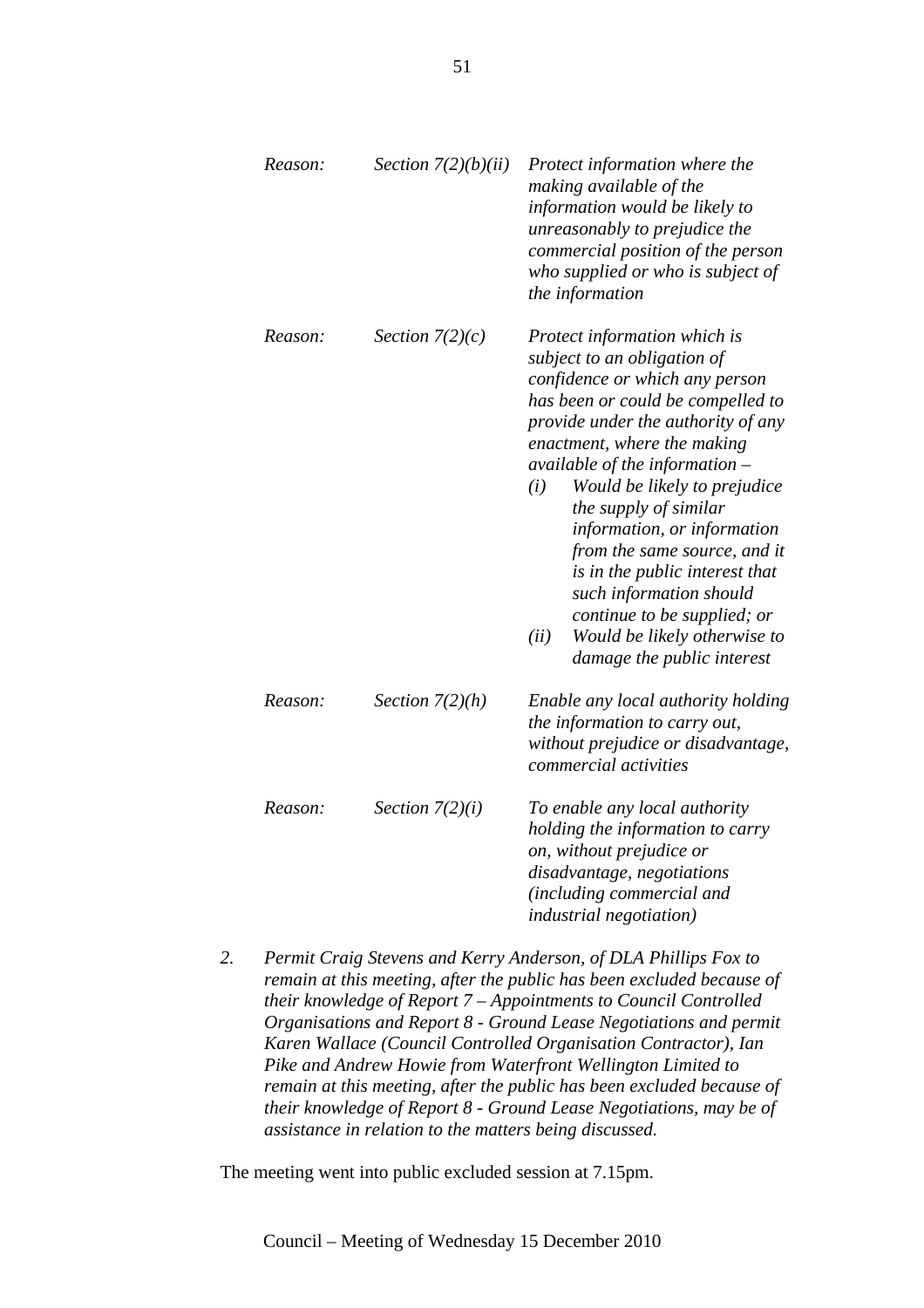| | | |
|---|---|---|
| *Reason:* | *Section 7(2)(b)(ii)* | *Protect information where the making available of the information would be likely to unreasonably to prejudice the commercial position of the person who supplied or who is subject of the information* |
| *Reason:* | *Section 7(2)(c)* | *Protect information which is subject to an obligation of confidence or which any person has been or could be compelled to provide under the authority of any enactment, where the making available of the information –*<br>*(i) Would be likely to prejudice the supply of similar information, or information from the same source, and it is in the public interest that such information should continue to be supplied; or*<br>*(ii) Would be likely otherwise to damage the public interest* |
| *Reason:* | *Section 7(2)(h)* | *Enable any local authority holding the information to carry out, without prejudice or disadvantage, commercial activities* |
| *Reason:* | *Section 7(2)(i)* | *To enable any local authority holding the information to carry on, without prejudice or disadvantage, negotiations (including commercial and industrial negotiation)* |

*2. Permit Craig Stevens and Kerry Anderson, of DLA Phillips Fox to remain at this meeting, after the public has been excluded because of their knowledge of Report 7 – Appointments to Council Controlled Organisations and Report 8 - Ground Lease Negotiations and permit Karen Wallace (Council Controlled Organisation Contractor), Ian Pike and Andrew Howie from Waterfront Wellington Limited to remain at this meeting, after the public has been excluded because of their knowledge of Report 8 - Ground Lease Negotiations, may be of assistance in relation to the matters being discussed.*

The meeting went into public excluded session at 7.15pm.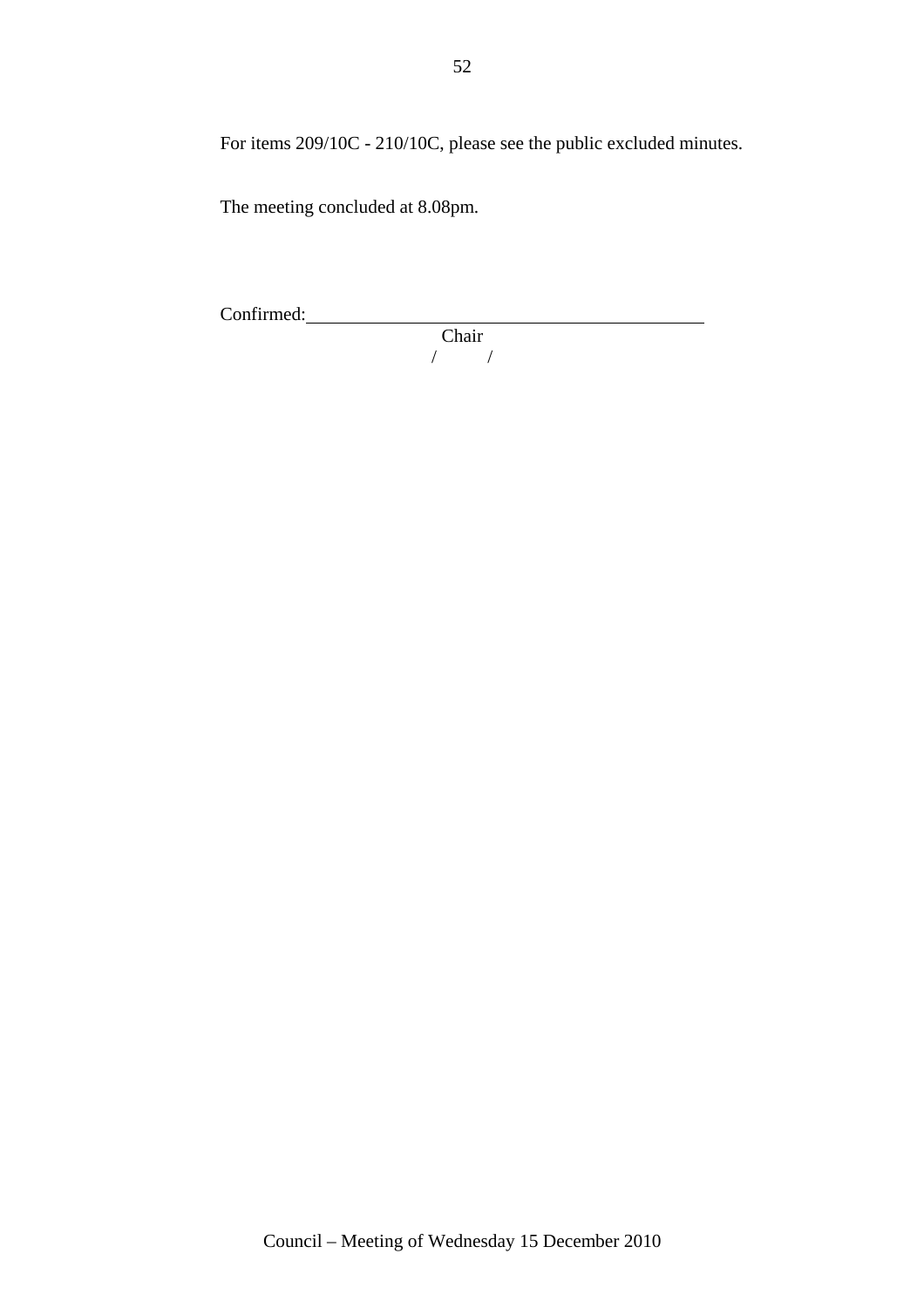For items 209/10C - 210/10C, please see the public excluded minutes.

The meeting concluded at 8.08pm.

Confirmed:\_\_\_\_\_\_\_\_\_\_\_\_\_\_\_\_\_\_\_\_\_\_\_\_\_\_\_\_\_\_\_\_\_\_\_\_\_\_\_\_

Chair

/ /